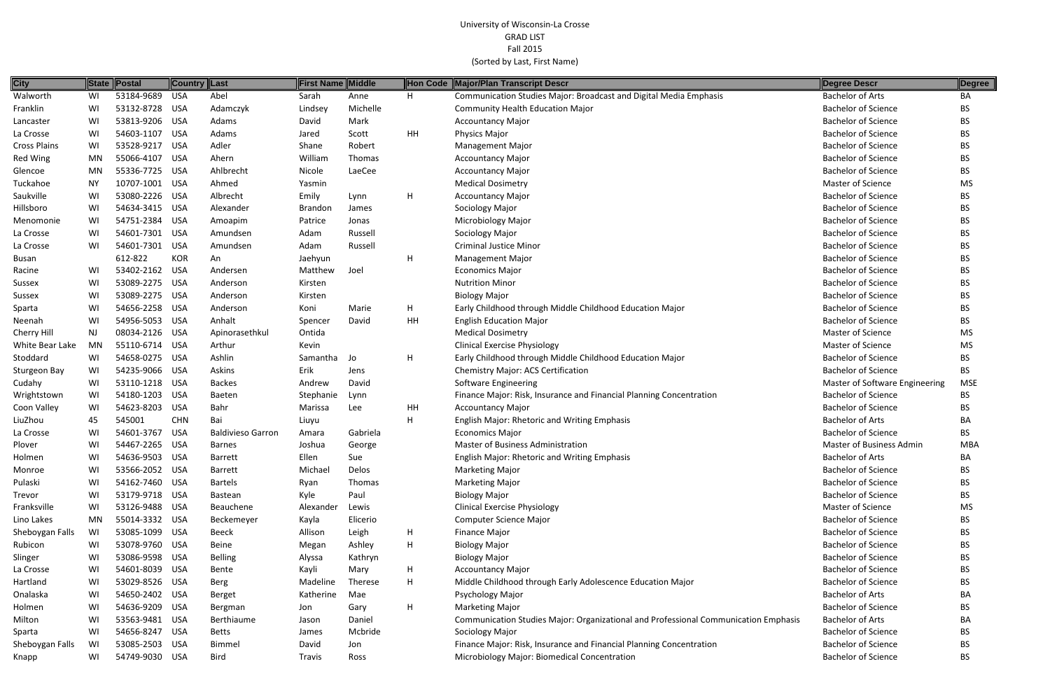University of Wisconsin-La Crosse
GRAD LIST
Fall 2015
(Sorted by Last, First Name)

| City | State | Postal | Country | Last | First Name | Middle | Hon Code | Major/Plan Transcript Descr | Degree Descr | Degree |
|---|---|---|---|---|---|---|---|---|---|---|
| Walworth | WI | 53184-9689 | USA | Abel | Sarah | Anne | H | Communication Studies Major: Broadcast and Digital Media Emphasis | Bachelor of Arts | BA |
| Franklin | WI | 53132-8728 | USA | Adamczyk | Lindsey | Michelle | | Community Health Education Major | Bachelor of Science | BS |
| Lancaster | WI | 53813-9206 | USA | Adams | David | Mark | | Accountancy Major | Bachelor of Science | BS |
| La Crosse | WI | 54603-1107 | USA | Adams | Jared | Scott | HH | Physics Major | Bachelor of Science | BS |
| Cross Plains | WI | 53528-9217 | USA | Adler | Shane | Robert | | Management Major | Bachelor of Science | BS |
| Red Wing | MN | 55066-4107 | USA | Ahern | William | Thomas | | Accountancy Major | Bachelor of Science | BS |
| Glencoe | MN | 55336-7725 | USA | Ahlbrecht | Nicole | LaeCee | | Accountancy Major | Bachelor of Science | BS |
| Tuckahoe | NY | 10707-1001 | USA | Ahmed | Yasmin | | | Medical Dosimetry | Master of Science | MS |
| Saukville | WI | 53080-2226 | USA | Albrecht | Emily | Lynn | H | Accountancy Major | Bachelor of Science | BS |
| Hillsboro | WI | 54634-3415 | USA | Alexander | Brandon | James | | Sociology Major | Bachelor of Science | BS |
| Menomonie | WI | 54751-2384 | USA | Amoapim | Patrice | Jonas | | Microbiology Major | Bachelor of Science | BS |
| La Crosse | WI | 54601-7301 | USA | Amundsen | Adam | Russell | | Sociology Major | Bachelor of Science | BS |
| La Crosse | WI | 54601-7301 | USA | Amundsen | Adam | Russell | | Criminal Justice Minor | Bachelor of Science | BS |
| Busan | | 612-822 | KOR | An | Jaehyun | | H | Management Major | Bachelor of Science | BS |
| Racine | WI | 53402-2162 | USA | Andersen | Matthew | Joel | | Economics Major | Bachelor of Science | BS |
| Sussex | WI | 53089-2275 | USA | Anderson | Kirsten | | | Nutrition Minor | Bachelor of Science | BS |
| Sussex | WI | 53089-2275 | USA | Anderson | Kirsten | | | Biology Major | Bachelor of Science | BS |
| Sparta | WI | 54656-2258 | USA | Anderson | Koni | Marie | H | Early Childhood through Middle Childhood Education Major | Bachelor of Science | BS |
| Neenah | WI | 54956-5053 | USA | Anhalt | Spencer | David | HH | English Education Major | Bachelor of Science | BS |
| Cherry Hill | NJ | 08034-2126 | USA | Apinorasethkul | Ontida | | | Medical Dosimetry | Master of Science | MS |
| White Bear Lake | MN | 55110-6714 | USA | Arthur | Kevin | | | Clinical Exercise Physiology | Master of Science | MS |
| Stoddard | WI | 54658-0275 | USA | Ashlin | Samantha | Jo | H | Early Childhood through Middle Childhood Education Major | Bachelor of Science | BS |
| Sturgeon Bay | WI | 54235-9066 | USA | Askins | Erik | Jens | | Chemistry Major: ACS Certification | Bachelor of Science | BS |
| Cudahy | WI | 53110-1218 | USA | Backes | Andrew | David | | Software Engineering | Master of Software Engineering | MSE |
| Wrightstown | WI | 54180-1203 | USA | Baeten | Stephanie | Lynn | | Finance Major: Risk, Insurance and Financial Planning Concentration | Bachelor of Science | BS |
| Coon Valley | WI | 54623-8203 | USA | Bahr | Marissa | Lee | HH | Accountancy Major | Bachelor of Science | BS |
| LiuZhou | 45 | 545001 | CHN | Bai | Liuyu | | H | English Major: Rhetoric and Writing Emphasis | Bachelor of Arts | BA |
| La Crosse | WI | 54601-3767 | USA | Baldivieso Garron | Amara | Gabriela | | Economics Major | Bachelor of Science | BS |
| Plover | WI | 54467-2265 | USA | Barnes | Joshua | George | | Master of Business Administration | Master of Business Admin | MBA |
| Holmen | WI | 54636-9503 | USA | Barrett | Ellen | Sue | | English Major: Rhetoric and Writing Emphasis | Bachelor of Arts | BA |
| Monroe | WI | 53566-2052 | USA | Barrett | Michael | Delos | | Marketing Major | Bachelor of Science | BS |
| Pulaski | WI | 54162-7460 | USA | Bartels | Ryan | Thomas | | Marketing Major | Bachelor of Science | BS |
| Trevor | WI | 53179-9718 | USA | Bastean | Kyle | Paul | | Biology Major | Bachelor of Science | BS |
| Franksville | WI | 53126-9488 | USA | Beauchene | Alexander | Lewis | | Clinical Exercise Physiology | Master of Science | MS |
| Lino Lakes | MN | 55014-3332 | USA | Beckemeyer | Kayla | Elicerio | | Computer Science Major | Bachelor of Science | BS |
| Sheboygan Falls | WI | 53085-1099 | USA | Beeck | Allison | Leigh | H | Finance Major | Bachelor of Science | BS |
| Rubicon | WI | 53078-9760 | USA | Beine | Megan | Ashley | H | Biology Major | Bachelor of Science | BS |
| Slinger | WI | 53086-9598 | USA | Belling | Alyssa | Kathryn | | Biology Major | Bachelor of Science | BS |
| La Crosse | WI | 54601-8039 | USA | Bente | Kayli | Mary | H | Accountancy Major | Bachelor of Science | BS |
| Hartland | WI | 53029-8526 | USA | Berg | Madeline | Therese | H | Middle Childhood through Early Adolescence Education Major | Bachelor of Science | BS |
| Onalaska | WI | 54650-2402 | USA | Berget | Katherine | Mae | | Psychology Major | Bachelor of Arts | BA |
| Holmen | WI | 54636-9209 | USA | Bergman | Jon | Gary | H | Marketing Major | Bachelor of Science | BS |
| Milton | WI | 53563-9481 | USA | Berthiaume | Jason | Daniel | | Communication Studies Major: Organizational and Professional Communication Emphasis | Bachelor of Arts | BA |
| Sparta | WI | 54656-8247 | USA | Betts | James | Mcbride | | Sociology Major | Bachelor of Science | BS |
| Sheboygan Falls | WI | 53085-2503 | USA | Bimmel | David | Jon | | Finance Major: Risk, Insurance and Financial Planning Concentration | Bachelor of Science | BS |
| Knapp | WI | 54749-9030 | USA | Bird | Travis | Ross | | Microbiology Major: Biomedical Concentration | Bachelor of Science | BS |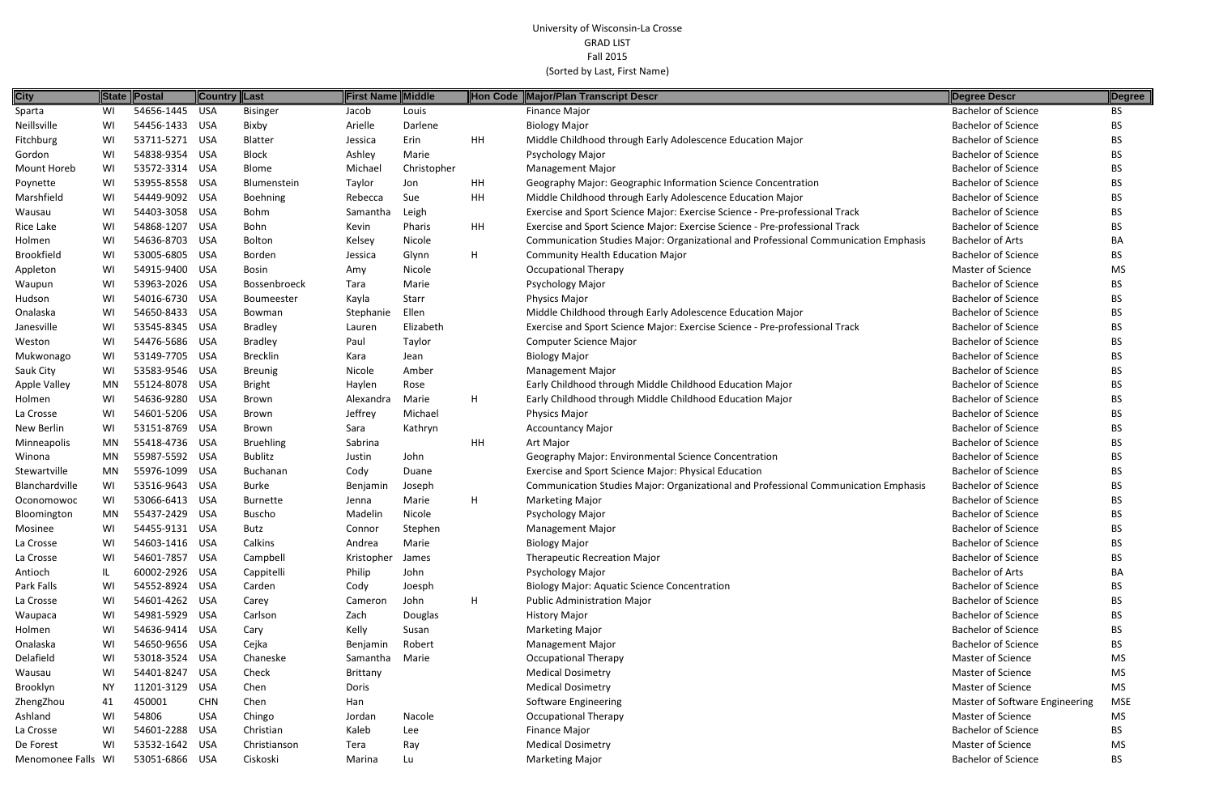University of Wisconsin-La Crosse
GRAD LIST
Fall 2015
(Sorted by Last, First Name)

| City | State | Postal | Country | Last | First Name | Middle | Hon Code | Major/Plan Transcript Descr | Degree Descr | Degree |
|---|---|---|---|---|---|---|---|---|---|---|
| Sparta | WI | 54656-1445 | USA | Bisinger | Jacob | Louis | | Finance Major | Bachelor of Science | BS |
| Neillsville | WI | 54456-1433 | USA | Bixby | Arielle | Darlene | | Biology Major | Bachelor of Science | BS |
| Fitchburg | WI | 53711-5271 | USA | Blatter | Jessica | Erin | HH | Middle Childhood through Early Adolescence Education Major | Bachelor of Science | BS |
| Gordon | WI | 54838-9354 | USA | Block | Ashley | Marie | | Psychology Major | Bachelor of Science | BS |
| Mount Horeb | WI | 53572-3314 | USA | Blome | Michael | Christopher | | Management Major | Bachelor of Science | BS |
| Poynette | WI | 53955-8558 | USA | Blumenstein | Taylor | Jon | HH | Geography Major: Geographic Information Science Concentration | Bachelor of Science | BS |
| Marshfield | WI | 54449-9092 | USA | Boehning | Rebecca | Sue | HH | Middle Childhood through Early Adolescence Education Major | Bachelor of Science | BS |
| Wausau | WI | 54403-3058 | USA | Bohm | Samantha | Leigh | | Exercise and Sport Science Major: Exercise Science - Pre-professional Track | Bachelor of Science | BS |
| Rice Lake | WI | 54868-1207 | USA | Bohn | Kevin | Pharis | HH | Exercise and Sport Science Major: Exercise Science - Pre-professional Track | Bachelor of Science | BS |
| Holmen | WI | 54636-8703 | USA | Bolton | Kelsey | Nicole | | Communication Studies Major: Organizational and Professional Communication Emphasis | Bachelor of Arts | BA |
| Brookfield | WI | 53005-6805 | USA | Borden | Jessica | Glynn | H | Community Health Education Major | Bachelor of Science | BS |
| Appleton | WI | 54915-9400 | USA | Bosin | Amy | Nicole | | Occupational Therapy | Master of Science | MS |
| Waupun | WI | 53963-2026 | USA | Bossenbroeck | Tara | Marie | | Psychology Major | Bachelor of Science | BS |
| Hudson | WI | 54016-6730 | USA | Boumeester | Kayla | Starr | | Physics Major | Bachelor of Science | BS |
| Onalaska | WI | 54650-8433 | USA | Bowman | Stephanie | Ellen | | Middle Childhood through Early Adolescence Education Major | Bachelor of Science | BS |
| Janesville | WI | 53545-8345 | USA | Bradley | Lauren | Elizabeth | | Exercise and Sport Science Major: Exercise Science - Pre-professional Track | Bachelor of Science | BS |
| Weston | WI | 54476-5686 | USA | Bradley | Paul | Taylor | | Computer Science Major | Bachelor of Science | BS |
| Mukwonago | WI | 53149-7705 | USA | Brecklin | Kara | Jean | | Biology Major | Bachelor of Science | BS |
| Sauk City | WI | 53583-9546 | USA | Breunig | Nicole | Amber | | Management Major | Bachelor of Science | BS |
| Apple Valley | MN | 55124-8078 | USA | Bright | Haylen | Rose | | Early Childhood through Middle Childhood Education Major | Bachelor of Science | BS |
| Holmen | WI | 54636-9280 | USA | Brown | Alexandra | Marie | H | Early Childhood through Middle Childhood Education Major | Bachelor of Science | BS |
| La Crosse | WI | 54601-5206 | USA | Brown | Jeffrey | Michael | | Physics Major | Bachelor of Science | BS |
| New Berlin | WI | 53151-8769 | USA | Brown | Sara | Kathryn | | Accountancy Major | Bachelor of Science | BS |
| Minneapolis | MN | 55418-4736 | USA | Bruehling | Sabrina | | HH | Art Major | Bachelor of Science | BS |
| Winona | MN | 55987-5592 | USA | Bublitz | Justin | John | | Geography Major: Environmental Science Concentration | Bachelor of Science | BS |
| Stewartville | MN | 55976-1099 | USA | Buchanan | Cody | Duane | | Exercise and Sport Science Major: Physical Education | Bachelor of Science | BS |
| Blanchardville | WI | 53516-9643 | USA | Burke | Benjamin | Joseph | | Communication Studies Major: Organizational and Professional Communication Emphasis | Bachelor of Science | BS |
| Oconomowoc | WI | 53066-6413 | USA | Burnette | Jenna | Marie | H | Marketing Major | Bachelor of Science | BS |
| Bloomington | MN | 55437-2429 | USA | Buscho | Madelin | Nicole | | Psychology Major | Bachelor of Science | BS |
| Mosinee | WI | 54455-9131 | USA | Butz | Connor | Stephen | | Management Major | Bachelor of Science | BS |
| La Crosse | WI | 54603-1416 | USA | Calkins | Andrea | Marie | | Biology Major | Bachelor of Science | BS |
| La Crosse | WI | 54601-7857 | USA | Campbell | Kristopher | James | | Therapeutic Recreation Major | Bachelor of Science | BS |
| Antioch | IL | 60002-2926 | USA | Cappitelli | Philip | John | | Psychology Major | Bachelor of Arts | BA |
| Park Falls | WI | 54552-8924 | USA | Carden | Cody | Joesph | | Biology Major: Aquatic Science Concentration | Bachelor of Science | BS |
| La Crosse | WI | 54601-4262 | USA | Carey | Cameron | John | H | Public Administration Major | Bachelor of Science | BS |
| Waupaca | WI | 54981-5929 | USA | Carlson | Zach | Douglas | | History Major | Bachelor of Science | BS |
| Holmen | WI | 54636-9414 | USA | Cary | Kelly | Susan | | Marketing Major | Bachelor of Science | BS |
| Onalaska | WI | 54650-9656 | USA | Cejka | Benjamin | Robert | | Management Major | Bachelor of Science | BS |
| Delafield | WI | 53018-3524 | USA | Chaneske | Samantha | Marie | | Occupational Therapy | Master of Science | MS |
| Wausau | WI | 54401-8247 | USA | Check | Brittany | | | Medical Dosimetry | Master of Science | MS |
| Brooklyn | NY | 11201-3129 | USA | Chen | Doris | | | Medical Dosimetry | Master of Science | MS |
| ZhengZhou | 41 | 450001 | CHN | Chen | Han | | | Software Engineering | Master of Software Engineering | MSE |
| Ashland | WI | 54806 | USA | Chingo | Jordan | Nacole | | Occupational Therapy | Master of Science | MS |
| La Crosse | WI | 54601-2288 | USA | Christian | Kaleb | Lee | | Finance Major | Bachelor of Science | BS |
| De Forest | WI | 53532-1642 | USA | Christianson | Tera | Ray | | Medical Dosimetry | Master of Science | MS |
| Menomonee Falls | WI | 53051-6866 | USA | Ciskoski | Marina | Lu | | Marketing Major | Bachelor of Science | BS |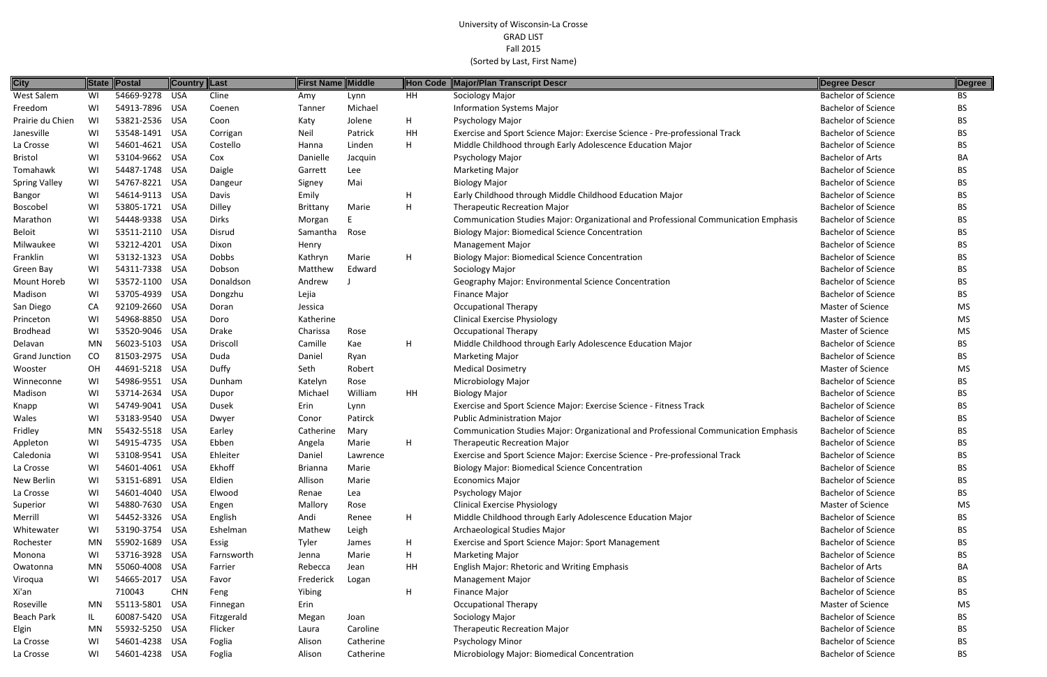University of Wisconsin-La Crosse
GRAD LIST
Fall 2015
(Sorted by Last, First Name)

| City | State | Postal | Country | Last | First Name | Middle | Hon Code | Major/Plan Transcript Descr | Degree Descr | Degree |
|---|---|---|---|---|---|---|---|---|---|---|
| West Salem | WI | 54669-9278 | USA | Cline | Amy | Lynn | HH | Sociology Major | Bachelor of Science | BS |
| Freedom | WI | 54913-7896 | USA | Coenen | Tanner | Michael | | Information Systems Major | Bachelor of Science | BS |
| Prairie du Chien | WI | 53821-2536 | USA | Coon | Katy | Jolene | H | Psychology Major | Bachelor of Science | BS |
| Janesville | WI | 53548-1491 | USA | Corrigan | Neil | Patrick | HH | Exercise and Sport Science Major: Exercise Science - Pre-professional Track | Bachelor of Science | BS |
| La Crosse | WI | 54601-4621 | USA | Costello | Hanna | Linden | H | Middle Childhood through Early Adolescence Education Major | Bachelor of Science | BS |
| Bristol | WI | 53104-9662 | USA | Cox | Danielle | Jacquin | | Psychology Major | Bachelor of Arts | BA |
| Tomahawk | WI | 54487-1748 | USA | Daigle | Garrett | Lee | | Marketing Major | Bachelor of Science | BS |
| Spring Valley | WI | 54767-8221 | USA | Dangeur | Signey | Mai | | Biology Major | Bachelor of Science | BS |
| Bangor | WI | 54614-9113 | USA | Davis | Emily | | H | Early Childhood through Middle Childhood Education Major | Bachelor of Science | BS |
| Boscobel | WI | 53805-1721 | USA | Dilley | Brittany | Marie | H | Therapeutic Recreation Major | Bachelor of Science | BS |
| Marathon | WI | 54448-9338 | USA | Dirks | Morgan | E | | Communication Studies Major: Organizational and Professional Communication Emphasis | Bachelor of Science | BS |
| Beloit | WI | 53511-2110 | USA | Disrud | Samantha | Rose | | Biology Major: Biomedical Science Concentration | Bachelor of Science | BS |
| Milwaukee | WI | 53212-4201 | USA | Dixon | Henry | | | Management Major | Bachelor of Science | BS |
| Franklin | WI | 53132-1323 | USA | Dobbs | Kathryn | Marie | H | Biology Major: Biomedical Science Concentration | Bachelor of Science | BS |
| Green Bay | WI | 54311-7338 | USA | Dobson | Matthew | Edward | | Sociology Major | Bachelor of Science | BS |
| Mount Horeb | WI | 53572-1100 | USA | Donaldson | Andrew | J | | Geography Major: Environmental Science Concentration | Bachelor of Science | BS |
| Madison | WI | 53705-4939 | USA | Dongzhu | Lejia | | | Finance Major | Bachelor of Science | BS |
| San Diego | CA | 92109-2660 | USA | Doran | Jessica | | | Occupational Therapy | Master of Science | MS |
| Princeton | WI | 54968-8850 | USA | Doro | Katherine | | | Clinical Exercise Physiology | Master of Science | MS |
| Brodhead | WI | 53520-9046 | USA | Drake | Charissa | Rose | | Occupational Therapy | Master of Science | MS |
| Delavan | MN | 56023-5103 | USA | Driscoll | Camille | Kae | H | Middle Childhood through Early Adolescence Education Major | Bachelor of Science | BS |
| Grand Junction | CO | 81503-2975 | USA | Duda | Daniel | Ryan | | Marketing Major | Bachelor of Science | BS |
| Wooster | OH | 44691-5218 | USA | Duffy | Seth | Robert | | Medical Dosimetry | Master of Science | MS |
| Winneconne | WI | 54986-9551 | USA | Dunham | Katelyn | Rose | | Microbiology Major | Bachelor of Science | BS |
| Madison | WI | 53714-2634 | USA | Dupor | Michael | William | HH | Biology Major | Bachelor of Science | BS |
| Knapp | WI | 54749-9041 | USA | Dusek | Erin | Lynn | | Exercise and Sport Science Major: Exercise Science - Fitness Track | Bachelor of Science | BS |
| Wales | WI | 53183-9540 | USA | Dwyer | Conor | Patirck | | Public Administration Major | Bachelor of Science | BS |
| Fridley | MN | 55432-5518 | USA | Earley | Catherine | Mary | | Communication Studies Major: Organizational and Professional Communication Emphasis | Bachelor of Science | BS |
| Appleton | WI | 54915-4735 | USA | Ebben | Angela | Marie | H | Therapeutic Recreation Major | Bachelor of Science | BS |
| Caledonia | WI | 53108-9541 | USA | Ehleiter | Daniel | Lawrence | | Exercise and Sport Science Major: Exercise Science - Pre-professional Track | Bachelor of Science | BS |
| La Crosse | WI | 54601-4061 | USA | Ekhoff | Brianna | Marie | | Biology Major: Biomedical Science Concentration | Bachelor of Science | BS |
| New Berlin | WI | 53151-6891 | USA | Eldien | Allison | Marie | | Economics Major | Bachelor of Science | BS |
| La Crosse | WI | 54601-4040 | USA | Elwood | Renae | Lea | | Psychology Major | Bachelor of Science | BS |
| Superior | WI | 54880-7630 | USA | Engen | Mallory | Rose | | Clinical Exercise Physiology | Master of Science | MS |
| Merrill | WI | 54452-3326 | USA | English | Andi | Renee | H | Middle Childhood through Early Adolescence Education Major | Bachelor of Science | BS |
| Whitewater | WI | 53190-3754 | USA | Eshelman | Mathew | Leigh | | Archaeological Studies Major | Bachelor of Science | BS |
| Rochester | MN | 55902-1689 | USA | Essig | Tyler | James | H | Exercise and Sport Science Major: Sport Management | Bachelor of Science | BS |
| Monona | WI | 53716-3928 | USA | Farnsworth | Jenna | Marie | H | Marketing Major | Bachelor of Science | BS |
| Owatonna | MN | 55060-4008 | USA | Farrier | Rebecca | Jean | HH | English Major: Rhetoric and Writing Emphasis | Bachelor of Arts | BA |
| Viroqua | WI | 54665-2017 | USA | Favor | Frederick | Logan | | Management Major | Bachelor of Science | BS |
| Xi'an | | 710043 | CHN | Feng | Yibing | | H | Finance Major | Bachelor of Science | BS |
| Roseville | MN | 55113-5801 | USA | Finnegan | Erin | | | Occupational Therapy | Master of Science | MS |
| Beach Park | IL | 60087-5420 | USA | Fitzgerald | Megan | Joan | | Sociology Major | Bachelor of Science | BS |
| Elgin | MN | 55932-5250 | USA | Flicker | Laura | Caroline | | Therapeutic Recreation Major | Bachelor of Science | BS |
| La Crosse | WI | 54601-4238 | USA | Foglia | Alison | Catherine | | Psychology Minor | Bachelor of Science | BS |
| La Crosse | WI | 54601-4238 | USA | Foglia | Alison | Catherine | | Microbiology Major: Biomedical Concentration | Bachelor of Science | BS |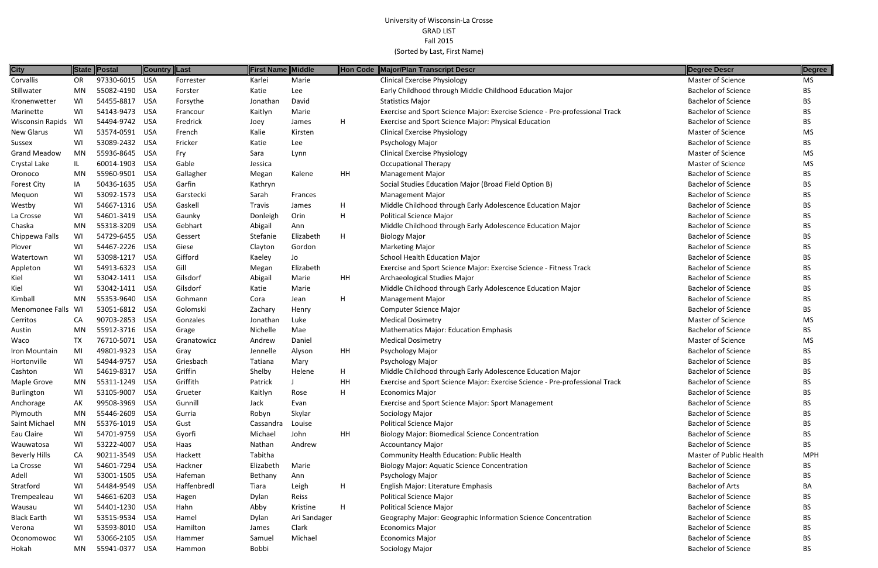University of Wisconsin-La Crosse
GRAD LIST
Fall 2015
(Sorted by Last, First Name)

| City | State | Postal | Country | Last | First Name | Middle | Hon Code | Major/Plan Transcript Descr | Degree Descr | Degree |
|---|---|---|---|---|---|---|---|---|---|---|
| Corvallis | OR | 97330-6015 | USA | Forrester | Karlei | Marie | | Clinical Exercise Physiology | Master of Science | MS |
| Stillwater | MN | 55082-4190 | USA | Forster | Katie | Lee | | Early Childhood through Middle Childhood Education Major | Bachelor of Science | BS |
| Kronenwetter | WI | 54455-8817 | USA | Forsythe | Jonathan | David | | Statistics Major | Bachelor of Science | BS |
| Marinette | WI | 54143-9473 | USA | Francour | Kaitlyn | Marie | | Exercise and Sport Science Major: Exercise Science - Pre-professional Track | Bachelor of Science | BS |
| Wisconsin Rapids | WI | 54494-9742 | USA | Fredrick | Joey | James | H | Exercise and Sport Science Major: Physical Education | Bachelor of Science | BS |
| New Glarus | WI | 53574-0591 | USA | French | Kalie | Kirsten | | Clinical Exercise Physiology | Master of Science | MS |
| Sussex | WI | 53089-2432 | USA | Fricker | Katie | Lee | | Psychology Major | Bachelor of Science | BS |
| Grand Meadow | MN | 55936-8645 | USA | Fry | Sara | Lynn | | Clinical Exercise Physiology | Master of Science | MS |
| Crystal Lake | IL | 60014-1903 | USA | Gable | Jessica | | | Occupational Therapy | Master of Science | MS |
| Oronoco | MN | 55960-9501 | USA | Gallagher | Megan | Kalene | HH | Management Major | Bachelor of Science | BS |
| Forest City | IA | 50436-1635 | USA | Garfin | Kathryn | | | Social Studies Education Major (Broad Field Option B) | Bachelor of Science | BS |
| Mequon | WI | 53092-1573 | USA | Garstecki | Sarah | Frances | | Management Major | Bachelor of Science | BS |
| Westby | WI | 54667-1316 | USA | Gaskell | Travis | James | H | Middle Childhood through Early Adolescence Education Major | Bachelor of Science | BS |
| La Crosse | WI | 54601-3419 | USA | Gaunky | Donleigh | Orin | H | Political Science Major | Bachelor of Science | BS |
| Chaska | MN | 55318-3209 | USA | Gebhart | Abigail | Ann | | Middle Childhood through Early Adolescence Education Major | Bachelor of Science | BS |
| Chippewa Falls | WI | 54729-6455 | USA | Gessert | Stefanie | Elizabeth | H | Biology Major | Bachelor of Science | BS |
| Plover | WI | 54467-2226 | USA | Giese | Clayton | Gordon | | Marketing Major | Bachelor of Science | BS |
| Watertown | WI | 53098-1217 | USA | Gifford | Kaeley | Jo | | School Health Education Major | Bachelor of Science | BS |
| Appleton | WI | 54913-6323 | USA | Gill | Megan | Elizabeth | | Exercise and Sport Science Major: Exercise Science - Fitness Track | Bachelor of Science | BS |
| Kiel | WI | 53042-1411 | USA | Gilsdorf | Abigail | Marie | HH | Archaeological Studies Major | Bachelor of Science | BS |
| Kiel | WI | 53042-1411 | USA | Gilsdorf | Katie | Marie | | Middle Childhood through Early Adolescence Education Major | Bachelor of Science | BS |
| Kimball | MN | 55353-9640 | USA | Gohmann | Cora | Jean | H | Management Major | Bachelor of Science | BS |
| Menomonee Falls | WI | 53051-6812 | USA | Golomski | Zachary | Henry | | Computer Science Major | Bachelor of Science | BS |
| Cerritos | CA | 90703-2853 | USA | Gonzales | Jonathan | Luke | | Medical Dosimetry | Master of Science | MS |
| Austin | MN | 55912-3716 | USA | Grage | Nichelle | Mae | | Mathematics Major: Education Emphasis | Bachelor of Science | BS |
| Waco | TX | 76710-5071 | USA | Granatowicz | Andrew | Daniel | | Medical Dosimetry | Master of Science | MS |
| Iron Mountain | MI | 49801-9323 | USA | Gray | Jennelle | Alyson | HH | Psychology Major | Bachelor of Science | BS |
| Hortonville | WI | 54944-9757 | USA | Griesbach | Tatiana | Mary | | Psychology Major | Bachelor of Science | BS |
| Cashton | WI | 54619-8317 | USA | Griffin | Shelby | Helene | H | Middle Childhood through Early Adolescence Education Major | Bachelor of Science | BS |
| Maple Grove | MN | 55311-1249 | USA | Griffith | Patrick | J | HH | Exercise and Sport Science Major: Exercise Science - Pre-professional Track | Bachelor of Science | BS |
| Burlington | WI | 53105-9007 | USA | Grueter | Kaitlyn | Rose | H | Economics Major | Bachelor of Science | BS |
| Anchorage | AK | 99508-3969 | USA | Gunnill | Jack | Evan | | Exercise and Sport Science Major: Sport Management | Bachelor of Science | BS |
| Plymouth | MN | 55446-2609 | USA | Gurria | Robyn | Skylar | | Sociology Major | Bachelor of Science | BS |
| Saint Michael | MN | 55376-1019 | USA | Gust | Cassandra | Louise | | Political Science Major | Bachelor of Science | BS |
| Eau Claire | WI | 54701-9759 | USA | Gyorfi | Michael | John | HH | Biology Major: Biomedical Science Concentration | Bachelor of Science | BS |
| Wauwatosa | WI | 53222-4007 | USA | Haas | Nathan | Andrew | | Accountancy Major | Bachelor of Science | BS |
| Beverly Hills | CA | 90211-3549 | USA | Hackett | Tabitha | | | Community Health Education: Public Health | Master of Public Health | MPH |
| La Crosse | WI | 54601-7294 | USA | Hackner | Elizabeth | Marie | | Biology Major: Aquatic Science Concentration | Bachelor of Science | BS |
| Adell | WI | 53001-1505 | USA | Hafeman | Bethany | Ann | | Psychology Major | Bachelor of Science | BS |
| Stratford | WI | 54484-9549 | USA | Haffenbredl | Tiara | Leigh | H | English Major: Literature Emphasis | Bachelor of Arts | BA |
| Trempealeau | WI | 54661-6203 | USA | Hagen | Dylan | Reiss | | Political Science Major | Bachelor of Science | BS |
| Wausau | WI | 54401-1230 | USA | Hahn | Abby | Kristine | H | Political Science Major | Bachelor of Science | BS |
| Black Earth | WI | 53515-9534 | USA | Hamel | Dylan | Ari Sandager | | Geography Major: Geographic Information Science Concentration | Bachelor of Science | BS |
| Verona | WI | 53593-8010 | USA | Hamilton | James | Clark | | Economics Major | Bachelor of Science | BS |
| Oconomowoc | WI | 53066-2105 | USA | Hammer | Samuel | Michael | | Economics Major | Bachelor of Science | BS |
| Hokah | MN | 55941-0377 | USA | Hammon | Bobbi | | | Sociology Major | Bachelor of Science | BS |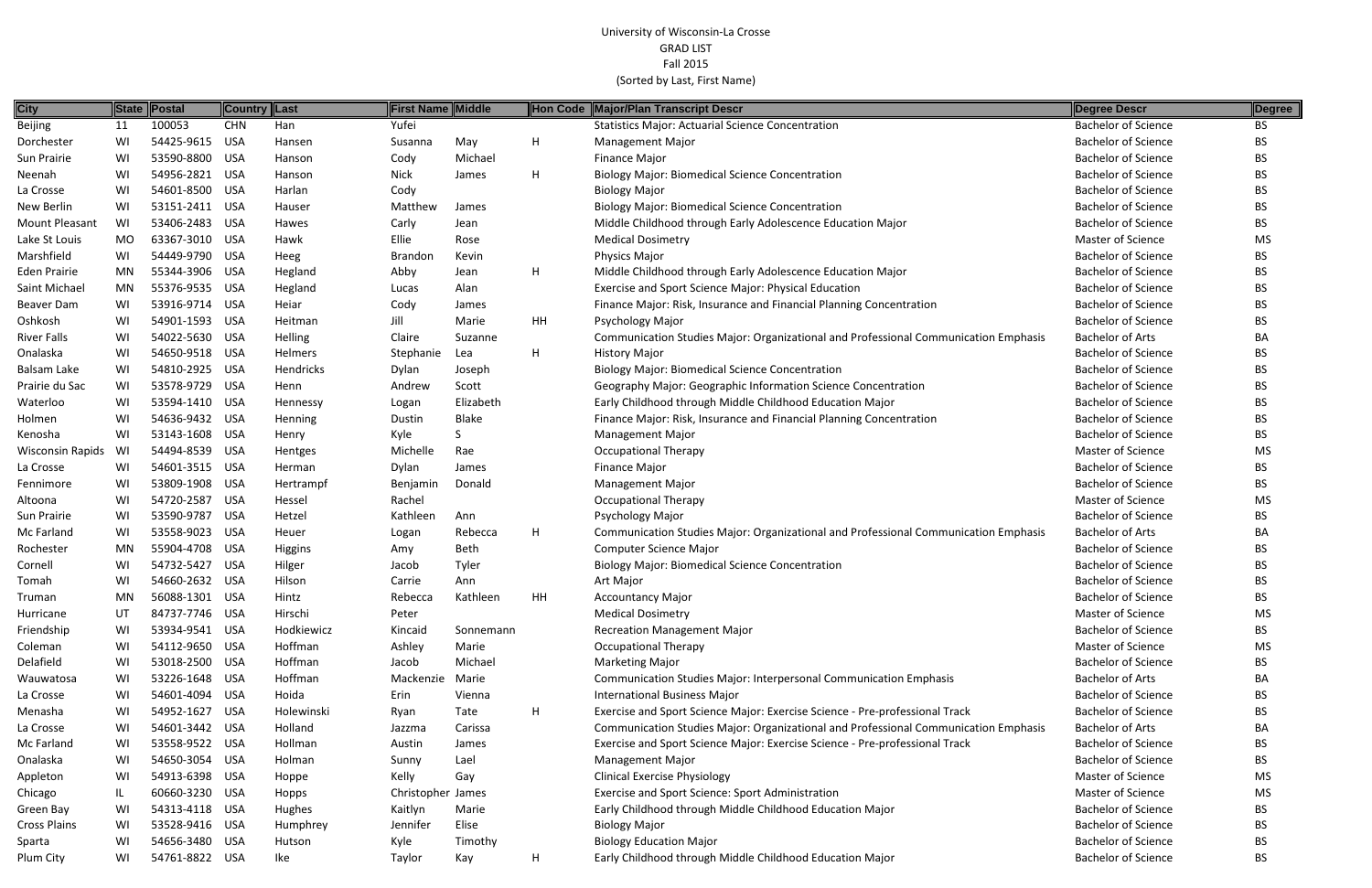University of Wisconsin-La Crosse
GRAD LIST
Fall 2015
(Sorted by Last, First Name)

| City | State | Postal | Country | Last | First Name | Middle | Hon Code | Major/Plan Transcript Descr | Degree Descr | Degree |
|---|---|---|---|---|---|---|---|---|---|---|
| Beijing | 11 | 100053 | CHN | Han | Yufei | | | Statistics Major: Actuarial Science Concentration | Bachelor of Science | BS |
| Dorchester | WI | 54425-9615 | USA | Hansen | Susanna | May | H | Management Major | Bachelor of Science | BS |
| Sun Prairie | WI | 53590-8800 | USA | Hanson | Cody | Michael | | Finance Major | Bachelor of Science | BS |
| Neenah | WI | 54956-2821 | USA | Hanson | Nick | James | H | Biology Major: Biomedical Science Concentration | Bachelor of Science | BS |
| La Crosse | WI | 54601-8500 | USA | Harlan | Cody | | | Biology Major | Bachelor of Science | BS |
| New Berlin | WI | 53151-2411 | USA | Hauser | Matthew | James | | Biology Major: Biomedical Science Concentration | Bachelor of Science | BS |
| Mount Pleasant | WI | 53406-2483 | USA | Hawes | Carly | Jean | | Middle Childhood through Early Adolescence Education Major | Bachelor of Science | BS |
| Lake St Louis | MO | 63367-3010 | USA | Hawk | Ellie | Rose | | Medical Dosimetry | Master of Science | MS |
| Marshfield | WI | 54449-9790 | USA | Heeg | Brandon | Kevin | | Physics Major | Bachelor of Science | BS |
| Eden Prairie | MN | 55344-3906 | USA | Hegland | Abby | Jean | H | Middle Childhood through Early Adolescence Education Major | Bachelor of Science | BS |
| Saint Michael | MN | 55376-9535 | USA | Hegland | Lucas | Alan | | Exercise and Sport Science Major: Physical Education | Bachelor of Science | BS |
| Beaver Dam | WI | 53916-9714 | USA | Heiar | Cody | James | | Finance Major: Risk, Insurance and Financial Planning Concentration | Bachelor of Science | BS |
| Oshkosh | WI | 54901-1593 | USA | Heitman | Jill | Marie | HH | Psychology Major | Bachelor of Science | BS |
| River Falls | WI | 54022-5630 | USA | Helling | Claire | Suzanne | | Communication Studies Major: Organizational and Professional Communication Emphasis | Bachelor of Arts | BA |
| Onalaska | WI | 54650-9518 | USA | Helmers | Stephanie | Lea | H | History Major | Bachelor of Science | BS |
| Balsam Lake | WI | 54810-2925 | USA | Hendricks | Dylan | Joseph | | Biology Major: Biomedical Science Concentration | Bachelor of Science | BS |
| Prairie du Sac | WI | 53578-9729 | USA | Henn | Andrew | Scott | | Geography Major: Geographic Information Science Concentration | Bachelor of Science | BS |
| Waterloo | WI | 53594-1410 | USA | Hennessy | Logan | Elizabeth | | Early Childhood through Middle Childhood Education Major | Bachelor of Science | BS |
| Holmen | WI | 54636-9432 | USA | Henning | Dustin | Blake | | Finance Major: Risk, Insurance and Financial Planning Concentration | Bachelor of Science | BS |
| Kenosha | WI | 53143-1608 | USA | Henry | Kyle | S | | Management Major | Bachelor of Science | BS |
| Wisconsin Rapids | WI | 54494-8539 | USA | Hentges | Michelle | Rae | | Occupational Therapy | Master of Science | MS |
| La Crosse | WI | 54601-3515 | USA | Herman | Dylan | James | | Finance Major | Bachelor of Science | BS |
| Fennimore | WI | 53809-1908 | USA | Hertrampf | Benjamin | Donald | | Management Major | Bachelor of Science | BS |
| Altoona | WI | 54720-2587 | USA | Hessel | Rachel | | | Occupational Therapy | Master of Science | MS |
| Sun Prairie | WI | 53590-9787 | USA | Hetzel | Kathleen | Ann | | Psychology Major | Bachelor of Science | BS |
| Mc Farland | WI | 53558-9023 | USA | Heuer | Logan | Rebecca | H | Communication Studies Major: Organizational and Professional Communication Emphasis | Bachelor of Arts | BA |
| Rochester | MN | 55904-4708 | USA | Higgins | Amy | Beth | | Computer Science Major | Bachelor of Science | BS |
| Cornell | WI | 54732-5427 | USA | Hilger | Jacob | Tyler | | Biology Major: Biomedical Science Concentration | Bachelor of Science | BS |
| Tomah | WI | 54660-2632 | USA | Hilson | Carrie | Ann | | Art Major | Bachelor of Science | BS |
| Truman | MN | 56088-1301 | USA | Hintz | Rebecca | Kathleen | HH | Accountancy Major | Bachelor of Science | BS |
| Hurricane | UT | 84737-7746 | USA | Hirschi | Peter | | | Medical Dosimetry | Master of Science | MS |
| Friendship | WI | 53934-9541 | USA | Hodkiewicz | Kincaid | Sonnemann | | Recreation Management Major | Bachelor of Science | BS |
| Coleman | WI | 54112-9650 | USA | Hoffman | Ashley | Marie | | Occupational Therapy | Master of Science | MS |
| Delafield | WI | 53018-2500 | USA | Hoffman | Jacob | Michael | | Marketing Major | Bachelor of Science | BS |
| Wauwatosa | WI | 53226-1648 | USA | Hoffman | Mackenzie | Marie | | Communication Studies Major: Interpersonal Communication Emphasis | Bachelor of Arts | BA |
| La Crosse | WI | 54601-4094 | USA | Hoida | Erin | Vienna | | International Business Major | Bachelor of Science | BS |
| Menasha | WI | 54952-1627 | USA | Holewinski | Ryan | Tate | H | Exercise and Sport Science Major: Exercise Science - Pre-professional Track | Bachelor of Science | BS |
| La Crosse | WI | 54601-3442 | USA | Holland | Jazzma | Carissa | | Communication Studies Major: Organizational and Professional Communication Emphasis | Bachelor of Arts | BA |
| Mc Farland | WI | 53558-9522 | USA | Hollman | Austin | James | | Exercise and Sport Science Major: Exercise Science - Pre-professional Track | Bachelor of Science | BS |
| Onalaska | WI | 54650-3054 | USA | Holman | Sunny | Lael | | Management Major | Bachelor of Science | BS |
| Appleton | WI | 54913-6398 | USA | Hoppe | Kelly | Gay | | Clinical Exercise Physiology | Master of Science | MS |
| Chicago | IL | 60660-3230 | USA | Hopps | Christopher | James | | Exercise and Sport Science: Sport Administration | Master of Science | MS |
| Green Bay | WI | 54313-4118 | USA | Hughes | Kaitlyn | Marie | | Early Childhood through Middle Childhood Education Major | Bachelor of Science | BS |
| Cross Plains | WI | 53528-9416 | USA | Humphrey | Jennifer | Elise | | Biology Major | Bachelor of Science | BS |
| Sparta | WI | 54656-3480 | USA | Hutson | Kyle | Timothy | | Biology Education Major | Bachelor of Science | BS |
| Plum City | WI | 54761-8822 | USA | Ike | Taylor | Kay | H | Early Childhood through Middle Childhood Education Major | Bachelor of Science | BS |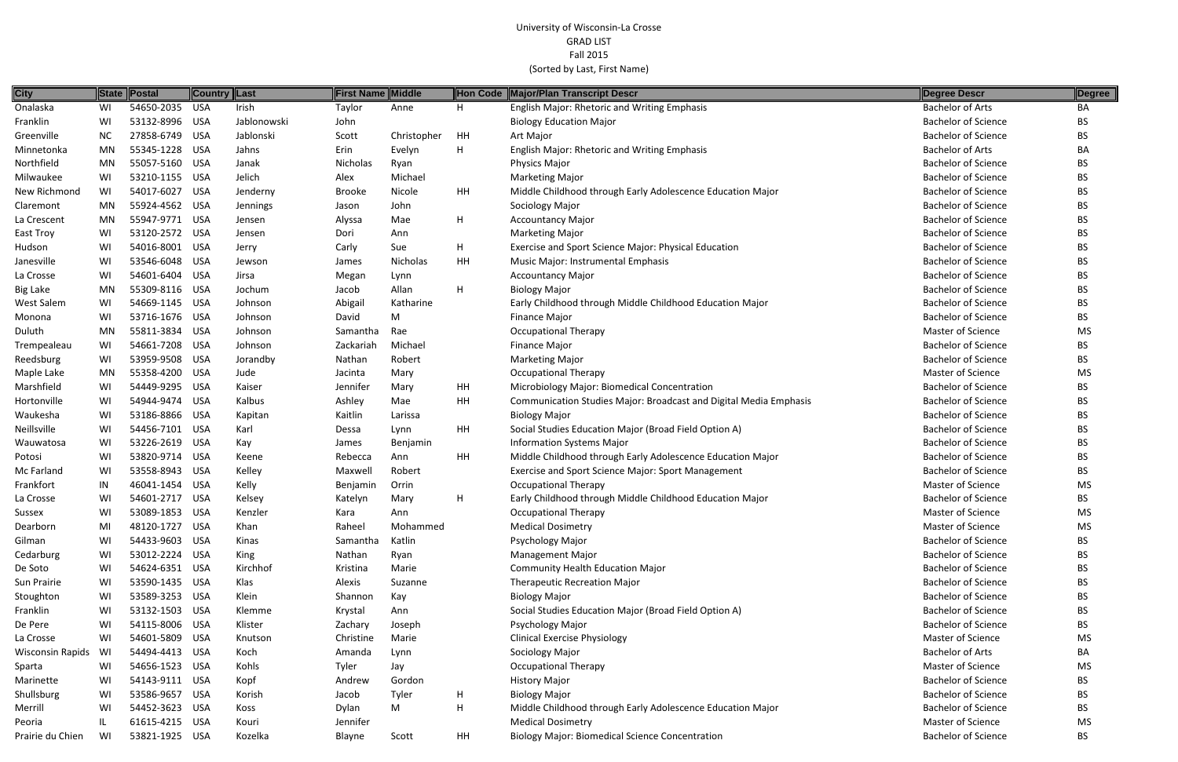University of Wisconsin-La Crosse
GRAD LIST
Fall 2015
(Sorted by Last, First Name)

| City | State | Postal | Country | Last | First Name | Middle | Hon Code | Major/Plan Transcript Descr | Degree Descr | Degree |
|---|---|---|---|---|---|---|---|---|---|---|
| Onalaska | WI | 54650-2035 | USA | Irish | Taylor | Anne | H | English Major: Rhetoric and Writing Emphasis | Bachelor of Arts | BA |
| Franklin | WI | 53132-8996 | USA | Jablonowski | John | | | Biology Education Major | Bachelor of Science | BS |
| Greenville | NC | 27858-6749 | USA | Jablonski | Scott | Christopher | HH | Art Major | Bachelor of Science | BS |
| Minnetonka | MN | 55345-1228 | USA | Jahns | Erin | Evelyn | H | English Major: Rhetoric and Writing Emphasis | Bachelor of Arts | BA |
| Northfield | MN | 55057-5160 | USA | Janak | Nicholas | Ryan | | Physics Major | Bachelor of Science | BS |
| Milwaukee | WI | 53210-1155 | USA | Jelich | Alex | Michael | | Marketing Major | Bachelor of Science | BS |
| New Richmond | WI | 54017-6027 | USA | Jenderny | Brooke | Nicole | HH | Middle Childhood through Early Adolescence Education Major | Bachelor of Science | BS |
| Claremont | MN | 55924-4562 | USA | Jennings | Jason | John | | Sociology Major | Bachelor of Science | BS |
| La Crescent | MN | 55947-9771 | USA | Jensen | Alyssa | Mae | H | Accountancy Major | Bachelor of Science | BS |
| East Troy | WI | 53120-2572 | USA | Jensen | Dori | Ann | | Marketing Major | Bachelor of Science | BS |
| Hudson | WI | 54016-8001 | USA | Jerry | Carly | Sue | H | Exercise and Sport Science Major: Physical Education | Bachelor of Science | BS |
| Janesville | WI | 53546-6048 | USA | Jewson | James | Nicholas | HH | Music Major: Instrumental Emphasis | Bachelor of Science | BS |
| La Crosse | WI | 54601-6404 | USA | Jirsa | Megan | Lynn | | Accountancy Major | Bachelor of Science | BS |
| Big Lake | MN | 55309-8116 | USA | Jochum | Jacob | Allan | H | Biology Major | Bachelor of Science | BS |
| West Salem | WI | 54669-1145 | USA | Johnson | Abigail | Katharine | | Early Childhood through Middle Childhood Education Major | Bachelor of Science | BS |
| Monona | WI | 53716-1676 | USA | Johnson | David | M | | Finance Major | Bachelor of Science | BS |
| Duluth | MN | 55811-3834 | USA | Johnson | Samantha | Rae | | Occupational Therapy | Master of Science | MS |
| Trempealeau | WI | 54661-7208 | USA | Johnson | Zackariah | Michael | | Finance Major | Bachelor of Science | BS |
| Reedsburg | WI | 53959-9508 | USA | Jorandby | Nathan | Robert | | Marketing Major | Bachelor of Science | BS |
| Maple Lake | MN | 55358-4200 | USA | Jude | Jacinta | Mary | | Occupational Therapy | Master of Science | MS |
| Marshfield | WI | 54449-9295 | USA | Kaiser | Jennifer | Mary | HH | Microbiology Major: Biomedical Concentration | Bachelor of Science | BS |
| Hortonville | WI | 54944-9474 | USA | Kalbus | Ashley | Mae | HH | Communication Studies Major: Broadcast and Digital Media Emphasis | Bachelor of Science | BS |
| Waukesha | WI | 53186-8866 | USA | Kapitan | Kaitlin | Larissa | | Biology Major | Bachelor of Science | BS |
| Neillsville | WI | 54456-7101 | USA | Karl | Dessa | Lynn | HH | Social Studies Education Major (Broad Field Option A) | Bachelor of Science | BS |
| Wauwatosa | WI | 53226-2619 | USA | Kay | James | Benjamin | | Information Systems Major | Bachelor of Science | BS |
| Potosi | WI | 53820-9714 | USA | Keene | Rebecca | Ann | HH | Middle Childhood through Early Adolescence Education Major | Bachelor of Science | BS |
| Mc Farland | WI | 53558-8943 | USA | Kelley | Maxwell | Robert | | Exercise and Sport Science Major: Sport Management | Bachelor of Science | BS |
| Frankfort | IN | 46041-1454 | USA | Kelly | Benjamin | Orrin | | Occupational Therapy | Master of Science | MS |
| La Crosse | WI | 54601-2717 | USA | Kelsey | Katelyn | Mary | H | Early Childhood through Middle Childhood Education Major | Bachelor of Science | BS |
| Sussex | WI | 53089-1853 | USA | Kenzler | Kara | Ann | | Occupational Therapy | Master of Science | MS |
| Dearborn | MI | 48120-1727 | USA | Khan | Raheel | Mohammed | | Medical Dosimetry | Master of Science | MS |
| Gilman | WI | 54433-9603 | USA | Kinas | Samantha | Katlin | | Psychology Major | Bachelor of Science | BS |
| Cedarburg | WI | 53012-2224 | USA | King | Nathan | Ryan | | Management Major | Bachelor of Science | BS |
| De Soto | WI | 54624-6351 | USA | Kirchhof | Kristina | Marie | | Community Health Education Major | Bachelor of Science | BS |
| Sun Prairie | WI | 53590-1435 | USA | Klas | Alexis | Suzanne | | Therapeutic Recreation Major | Bachelor of Science | BS |
| Stoughton | WI | 53589-3253 | USA | Klein | Shannon | Kay | | Biology Major | Bachelor of Science | BS |
| Franklin | WI | 53132-1503 | USA | Klemme | Krystal | Ann | | Social Studies Education Major (Broad Field Option A) | Bachelor of Science | BS |
| De Pere | WI | 54115-8006 | USA | Klister | Zachary | Joseph | | Psychology Major | Bachelor of Science | BS |
| La Crosse | WI | 54601-5809 | USA | Knutson | Christine | Marie | | Clinical Exercise Physiology | Master of Science | MS |
| Wisconsin Rapids | WI | 54494-4413 | USA | Koch | Amanda | Lynn | | Sociology Major | Bachelor of Arts | BA |
| Sparta | WI | 54656-1523 | USA | Kohls | Tyler | Jay | | Occupational Therapy | Master of Science | MS |
| Marinette | WI | 54143-9111 | USA | Kopf | Andrew | Gordon | | History Major | Bachelor of Science | BS |
| Shullsburg | WI | 53586-9657 | USA | Korish | Jacob | Tyler | H | Biology Major | Bachelor of Science | BS |
| Merrill | WI | 54452-3623 | USA | Koss | Dylan | M | H | Middle Childhood through Early Adolescence Education Major | Bachelor of Science | BS |
| Peoria | IL | 61615-4215 | USA | Kouri | Jennifer | | | Medical Dosimetry | Master of Science | MS |
| Prairie du Chien | WI | 53821-1925 | USA | Kozelka | Blayne | Scott | HH | Biology Major: Biomedical Science Concentration | Bachelor of Science | BS |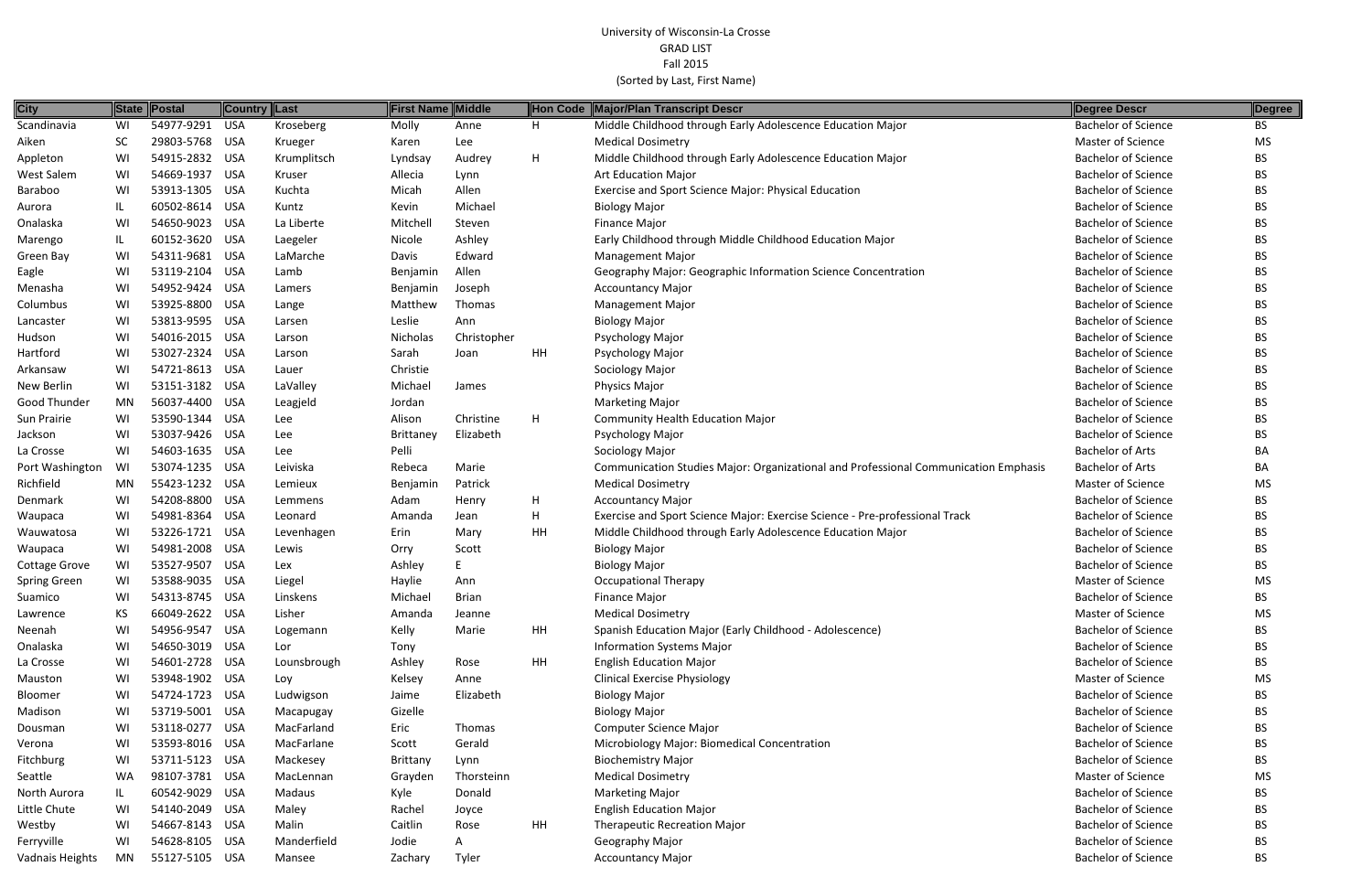University of Wisconsin-La Crosse
GRAD LIST
Fall 2015
(Sorted by Last, First Name)

| City | State | Postal | Country | Last | First Name | Middle | Hon Code | Major/Plan Transcript Descr | Degree Descr | Degree |
|---|---|---|---|---|---|---|---|---|---|---|
| Scandinavia | WI | 54977-9291 | USA | Kroseberg | Molly | Anne | H | Middle Childhood through Early Adolescence Education Major | Bachelor of Science | BS |
| Aiken | SC | 29803-5768 | USA | Krueger | Karen | Lee | | Medical Dosimetry | Master of Science | MS |
| Appleton | WI | 54915-2832 | USA | Krumplitsch | Lyndsay | Audrey | H | Middle Childhood through Early Adolescence Education Major | Bachelor of Science | BS |
| West Salem | WI | 54669-1937 | USA | Kruser | Allecia | Lynn | | Art Education Major | Bachelor of Science | BS |
| Baraboo | WI | 53913-1305 | USA | Kuchta | Micah | Allen | | Exercise and Sport Science Major: Physical Education | Bachelor of Science | BS |
| Aurora | IL | 60502-8614 | USA | Kuntz | Kevin | Michael | | Biology Major | Bachelor of Science | BS |
| Onalaska | WI | 54650-9023 | USA | La Liberte | Mitchell | Steven | | Finance Major | Bachelor of Science | BS |
| Marengo | IL | 60152-3620 | USA | Laegeler | Nicole | Ashley | | Early Childhood through Middle Childhood Education Major | Bachelor of Science | BS |
| Green Bay | WI | 54311-9681 | USA | LaMarche | Davis | Edward | | Management Major | Bachelor of Science | BS |
| Eagle | WI | 53119-2104 | USA | Lamb | Benjamin | Allen | | Geography Major: Geographic Information Science Concentration | Bachelor of Science | BS |
| Menasha | WI | 54952-9424 | USA | Lamers | Benjamin | Joseph | | Accountancy Major | Bachelor of Science | BS |
| Columbus | WI | 53925-8800 | USA | Lange | Matthew | Thomas | | Management Major | Bachelor of Science | BS |
| Lancaster | WI | 53813-9595 | USA | Larsen | Leslie | Ann | | Biology Major | Bachelor of Science | BS |
| Hudson | WI | 54016-2015 | USA | Larson | Nicholas | Christopher | | Psychology Major | Bachelor of Science | BS |
| Hartford | WI | 53027-2324 | USA | Larson | Sarah | Joan | HH | Psychology Major | Bachelor of Science | BS |
| Arkansaw | WI | 54721-8613 | USA | Lauer | Christie | | | Sociology Major | Bachelor of Science | BS |
| New Berlin | WI | 53151-3182 | USA | LaValley | Michael | James | | Physics Major | Bachelor of Science | BS |
| Good Thunder | MN | 56037-4400 | USA | Leagjeld | Jordan | | | Marketing Major | Bachelor of Science | BS |
| Sun Prairie | WI | 53590-1344 | USA | Lee | Alison | Christine | H | Community Health Education Major | Bachelor of Science | BS |
| Jackson | WI | 53037-9426 | USA | Lee | Brittaney | Elizabeth | | Psychology Major | Bachelor of Science | BS |
| La Crosse | WI | 54603-1635 | USA | Lee | Pelli | | | Sociology Major | Bachelor of Arts | BA |
| Port Washington | WI | 53074-1235 | USA | Leiviska | Rebeca | Marie | | Communication Studies Major: Organizational and Professional Communication Emphasis | Bachelor of Arts | BA |
| Richfield | MN | 55423-1232 | USA | Lemieux | Benjamin | Patrick | | Medical Dosimetry | Master of Science | MS |
| Denmark | WI | 54208-8800 | USA | Lemmens | Adam | Henry | H | Accountancy Major | Bachelor of Science | BS |
| Waupaca | WI | 54981-8364 | USA | Leonard | Amanda | Jean | H | Exercise and Sport Science Major: Exercise Science - Pre-professional Track | Bachelor of Science | BS |
| Wauwatosa | WI | 53226-1721 | USA | Levenhagen | Erin | Mary | HH | Middle Childhood through Early Adolescence Education Major | Bachelor of Science | BS |
| Waupaca | WI | 54981-2008 | USA | Lewis | Orry | Scott | | Biology Major | Bachelor of Science | BS |
| Cottage Grove | WI | 53527-9507 | USA | Lex | Ashley | E | | Biology Major | Bachelor of Science | BS |
| Spring Green | WI | 53588-9035 | USA | Liegel | Haylie | Ann | | Occupational Therapy | Master of Science | MS |
| Suamico | WI | 54313-8745 | USA | Linskens | Michael | Brian | | Finance Major | Bachelor of Science | BS |
| Lawrence | KS | 66049-2622 | USA | Lisher | Amanda | Jeanne | | Medical Dosimetry | Master of Science | MS |
| Neenah | WI | 54956-9547 | USA | Logemann | Kelly | Marie | HH | Spanish Education Major (Early Childhood - Adolescence) | Bachelor of Science | BS |
| Onalaska | WI | 54650-3019 | USA | Lor | Tony | | | Information Systems Major | Bachelor of Science | BS |
| La Crosse | WI | 54601-2728 | USA | Lounsbrough | Ashley | Rose | HH | English Education Major | Bachelor of Science | BS |
| Mauston | WI | 53948-1902 | USA | Loy | Kelsey | Anne | | Clinical Exercise Physiology | Master of Science | MS |
| Bloomer | WI | 54724-1723 | USA | Ludwigson | Jaime | Elizabeth | | Biology Major | Bachelor of Science | BS |
| Madison | WI | 53719-5001 | USA | Macapugay | Gizelle | | | Biology Major | Bachelor of Science | BS |
| Dousman | WI | 53118-0277 | USA | MacFarland | Eric | Thomas | | Computer Science Major | Bachelor of Science | BS |
| Verona | WI | 53593-8016 | USA | MacFarlane | Scott | Gerald | | Microbiology Major: Biomedical Concentration | Bachelor of Science | BS |
| Fitchburg | WI | 53711-5123 | USA | Mackesey | Brittany | Lynn | | Biochemistry Major | Bachelor of Science | BS |
| Seattle | WA | 98107-3781 | USA | MacLennan | Grayden | Thorsteinn | | Medical Dosimetry | Master of Science | MS |
| North Aurora | IL | 60542-9029 | USA | Madaus | Kyle | Donald | | Marketing Major | Bachelor of Science | BS |
| Little Chute | WI | 54140-2049 | USA | Maley | Rachel | Joyce | | English Education Major | Bachelor of Science | BS |
| Westby | WI | 54667-8143 | USA | Malin | Caitlin | Rose | HH | Therapeutic Recreation Major | Bachelor of Science | BS |
| Ferryville | WI | 54628-8105 | USA | Manderfield | Jodie | A | | Geography Major | Bachelor of Science | BS |
| Vadnais Heights | MN | 55127-5105 | USA | Mansee | Zachary | Tyler | | Accountancy Major | Bachelor of Science | BS |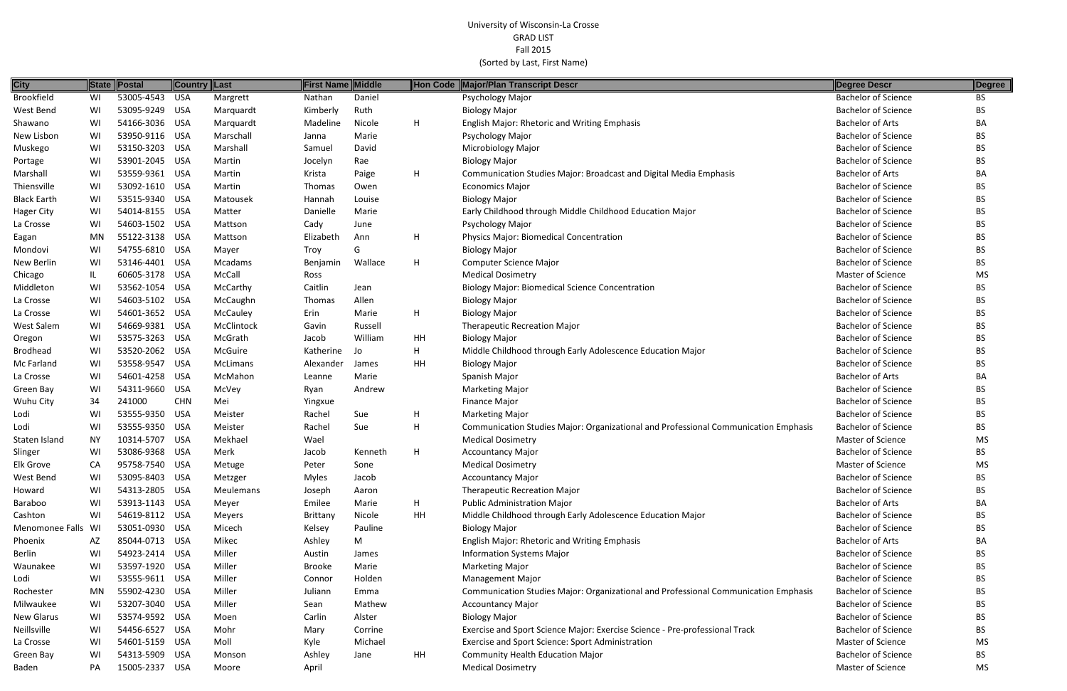University of Wisconsin-La Crosse
GRAD LIST
Fall 2015
(Sorted by Last, First Name)

| City | State | Postal | Country | Last | First Name | Middle | Hon Code | Major/Plan Transcript Descr | Degree Descr | Degree |
|---|---|---|---|---|---|---|---|---|---|---|
| Brookfield | WI | 53005-4543 | USA | Margrett | Nathan | Daniel | | Psychology Major | Bachelor of Science | BS |
| West Bend | WI | 53095-9249 | USA | Marquardt | Kimberly | Ruth | | Biology Major | Bachelor of Science | BS |
| Shawano | WI | 54166-3036 | USA | Marquardt | Madeline | Nicole | H | English Major: Rhetoric and Writing Emphasis | Bachelor of Arts | BA |
| New Lisbon | WI | 53950-9116 | USA | Marschall | Janna | Marie | | Psychology Major | Bachelor of Science | BS |
| Muskego | WI | 53150-3203 | USA | Marshall | Samuel | David | | Microbiology Major | Bachelor of Science | BS |
| Portage | WI | 53901-2045 | USA | Martin | Jocelyn | Rae | | Biology Major | Bachelor of Science | BS |
| Marshall | WI | 53559-9361 | USA | Martin | Krista | Paige | H | Communication Studies Major: Broadcast and Digital Media Emphasis | Bachelor of Arts | BA |
| Thiensville | WI | 53092-1610 | USA | Martin | Thomas | Owen | | Economics Major | Bachelor of Science | BS |
| Black Earth | WI | 53515-9340 | USA | Matousek | Hannah | Louise | | Biology Major | Bachelor of Science | BS |
| Hager City | WI | 54014-8155 | USA | Matter | Danielle | Marie | | Early Childhood through Middle Childhood Education Major | Bachelor of Science | BS |
| La Crosse | WI | 54603-1502 | USA | Mattson | Cady | June | | Psychology Major | Bachelor of Science | BS |
| Eagan | MN | 55122-3138 | USA | Mattson | Elizabeth | Ann | H | Physics Major: Biomedical Concentration | Bachelor of Science | BS |
| Mondovi | WI | 54755-6810 | USA | Mayer | Troy | G | | Biology Major | Bachelor of Science | BS |
| New Berlin | WI | 53146-4401 | USA | Mcadams | Benjamin | Wallace | H | Computer Science Major | Bachelor of Science | BS |
| Chicago | IL | 60605-3178 | USA | McCall | Ross | | | Medical Dosimetry | Master of Science | MS |
| Middleton | WI | 53562-1054 | USA | McCarthy | Caitlin | Jean | | Biology Major: Biomedical Science Concentration | Bachelor of Science | BS |
| La Crosse | WI | 54603-5102 | USA | McCaughn | Thomas | Allen | | Biology Major | Bachelor of Science | BS |
| La Crosse | WI | 54601-3652 | USA | McCauley | Erin | Marie | H | Biology Major | Bachelor of Science | BS |
| West Salem | WI | 54669-9381 | USA | McClintock | Gavin | Russell | | Therapeutic Recreation Major | Bachelor of Science | BS |
| Oregon | WI | 53575-3263 | USA | McGrath | Jacob | William | HH | Biology Major | Bachelor of Science | BS |
| Brodhead | WI | 53520-2062 | USA | McGuire | Katherine | Jo | H | Middle Childhood through Early Adolescence Education Major | Bachelor of Science | BS |
| Mc Farland | WI | 53558-9547 | USA | McLimans | Alexander | James | HH | Biology Major | Bachelor of Science | BS |
| La Crosse | WI | 54601-4258 | USA | McMahon | Leanne | Marie | | Spanish Major | Bachelor of Arts | BA |
| Green Bay | WI | 54311-9660 | USA | McVey | Ryan | Andrew | | Marketing Major | Bachelor of Science | BS |
| Wuhu City | 34 | 241000 | CHN | Mei | Yingxue | | | Finance Major | Bachelor of Science | BS |
| Lodi | WI | 53555-9350 | USA | Meister | Rachel | Sue | H | Marketing Major | Bachelor of Science | BS |
| Lodi | WI | 53555-9350 | USA | Meister | Rachel | Sue | H | Communication Studies Major: Organizational and Professional Communication Emphasis | Bachelor of Science | BS |
| Staten Island | NY | 10314-5707 | USA | Mekhael | Wael | | | Medical Dosimetry | Master of Science | MS |
| Slinger | WI | 53086-9368 | USA | Merk | Jacob | Kenneth | H | Accountancy Major | Bachelor of Science | BS |
| Elk Grove | CA | 95758-7540 | USA | Metuge | Peter | Sone | | Medical Dosimetry | Master of Science | MS |
| West Bend | WI | 53095-8403 | USA | Metzger | Myles | Jacob | | Accountancy Major | Bachelor of Science | BS |
| Howard | WI | 54313-2805 | USA | Meulemans | Joseph | Aaron | | Therapeutic Recreation Major | Bachelor of Science | BS |
| Baraboo | WI | 53913-1143 | USA | Meyer | Emilee | Marie | H | Public Administration Major | Bachelor of Arts | BA |
| Cashton | WI | 54619-8112 | USA | Meyers | Brittany | Nicole | HH | Middle Childhood through Early Adolescence Education Major | Bachelor of Science | BS |
| Menomonee Falls | WI | 53051-0930 | USA | Micech | Kelsey | Pauline | | Biology Major | Bachelor of Science | BS |
| Phoenix | AZ | 85044-0713 | USA | Mikec | Ashley | M | | English Major: Rhetoric and Writing Emphasis | Bachelor of Arts | BA |
| Berlin | WI | 54923-2414 | USA | Miller | Austin | James | | Information Systems Major | Bachelor of Science | BS |
| Waunakee | WI | 53597-1920 | USA | Miller | Brooke | Marie | | Marketing Major | Bachelor of Science | BS |
| Lodi | WI | 53555-9611 | USA | Miller | Connor | Holden | | Management Major | Bachelor of Science | BS |
| Rochester | MN | 55902-4230 | USA | Miller | Juliann | Emma | | Communication Studies Major: Organizational and Professional Communication Emphasis | Bachelor of Science | BS |
| Milwaukee | WI | 53207-3040 | USA | Miller | Sean | Mathew | | Accountancy Major | Bachelor of Science | BS |
| New Glarus | WI | 53574-9592 | USA | Moen | Carlin | Alster | | Biology Major | Bachelor of Science | BS |
| Neillsville | WI | 54456-6527 | USA | Mohr | Mary | Corrine | | Exercise and Sport Science Major: Exercise Science - Pre-professional Track | Bachelor of Science | BS |
| La Crosse | WI | 54601-5159 | USA | Moll | Kyle | Michael | | Exercise and Sport Science: Sport Administration | Master of Science | MS |
| Green Bay | WI | 54313-5909 | USA | Monson | Ashley | Jane | HH | Community Health Education Major | Bachelor of Science | BS |
| Baden | PA | 15005-2337 | USA | Moore | April | | | Medical Dosimetry | Master of Science | MS |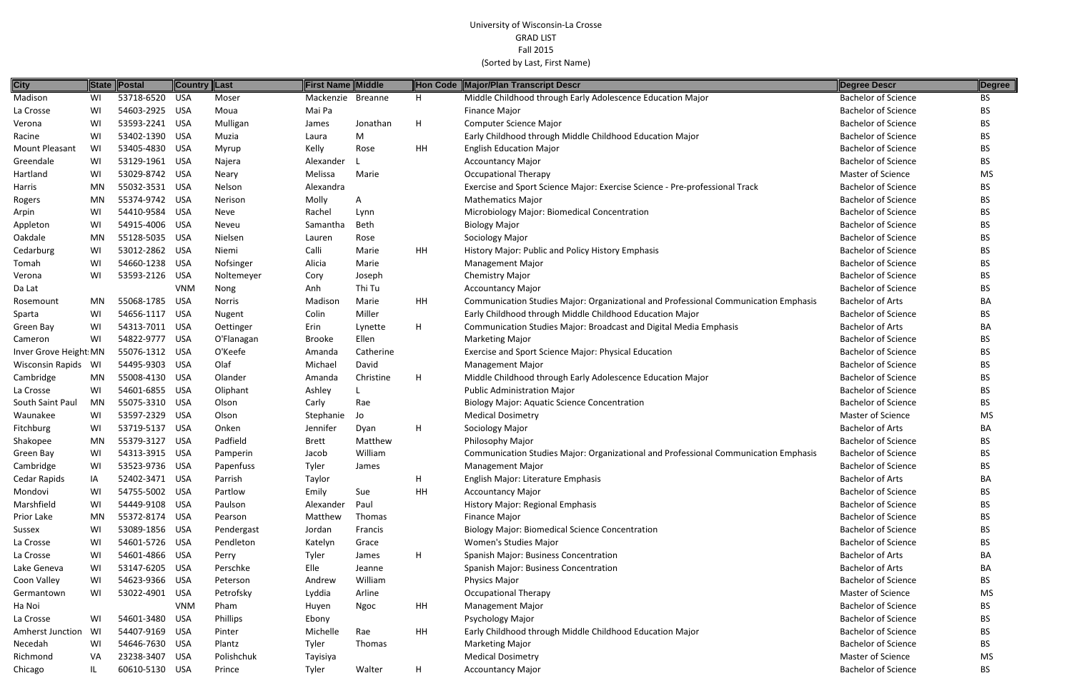University of Wisconsin-La Crosse
GRAD LIST
Fall 2015
(Sorted by Last, First Name)

| City | State | Postal | Country | Last | First Name | Middle | Hon Code | Major/Plan Transcript Descr | Degree Descr | Degree |
|---|---|---|---|---|---|---|---|---|---|---|
| Madison | WI | 53718-6520 | USA | Moser | Mackenzie | Breanne | H | Middle Childhood through Early Adolescence Education Major | Bachelor of Science | BS |
| La Crosse | WI | 54603-2925 | USA | Moua | Mai Pa | | | Finance Major | Bachelor of Science | BS |
| Verona | WI | 53593-2241 | USA | Mulligan | James | Jonathan | H | Computer Science Major | Bachelor of Science | BS |
| Racine | WI | 53402-1390 | USA | Muzia | Laura | M | | Early Childhood through Middle Childhood Education Major | Bachelor of Science | BS |
| Mount Pleasant | WI | 53405-4830 | USA | Myrup | Kelly | Rose | HH | English Education Major | Bachelor of Science | BS |
| Greendale | WI | 53129-1961 | USA | Najera | Alexander | L | | Accountancy Major | Bachelor of Science | BS |
| Hartland | WI | 53029-8742 | USA | Neary | Melissa | Marie | | Occupational Therapy | Master of Science | MS |
| Harris | MN | 55032-3531 | USA | Nelson | Alexandra | | | Exercise and Sport Science Major: Exercise Science - Pre-professional Track | Bachelor of Science | BS |
| Rogers | MN | 55374-9742 | USA | Nerison | Molly | A | | Mathematics Major | Bachelor of Science | BS |
| Arpin | WI | 54410-9584 | USA | Neve | Rachel | Lynn | | Microbiology Major: Biomedical Concentration | Bachelor of Science | BS |
| Appleton | WI | 54915-4006 | USA | Neveu | Samantha | Beth | | Biology Major | Bachelor of Science | BS |
| Oakdale | MN | 55128-5035 | USA | Nielsen | Lauren | Rose | | Sociology Major | Bachelor of Science | BS |
| Cedarburg | WI | 53012-2862 | USA | Niemi | Calli | Marie | HH | History Major: Public and Policy History Emphasis | Bachelor of Science | BS |
| Tomah | WI | 54660-1238 | USA | Nofsinger | Alicia | Marie | | Management Major | Bachelor of Science | BS |
| Verona | WI | 53593-2126 | USA | Noltemeyer | Cory | Joseph | | Chemistry Major | Bachelor of Science | BS |
| Da Lat | | | VNM | Nong | Anh | Thi Tu | | Accountancy Major | Bachelor of Science | BS |
| Rosemount | MN | 55068-1785 | USA | Norris | Madison | Marie | HH | Communication Studies Major: Organizational and Professional Communication Emphasis | Bachelor of Arts | BA |
| Sparta | WI | 54656-1117 | USA | Nugent | Colin | Miller | | Early Childhood through Middle Childhood Education Major | Bachelor of Science | BS |
| Green Bay | WI | 54313-7011 | USA | Oettinger | Erin | Lynette | H | Communication Studies Major: Broadcast and Digital Media Emphasis | Bachelor of Arts | BA |
| Cameron | WI | 54822-9777 | USA | O'Flanagan | Brooke | Ellen | | Marketing Major | Bachelor of Science | BS |
| Inver Grove Height | MN | 55076-1312 | USA | O'Keefe | Amanda | Catherine | | Exercise and Sport Science Major: Physical Education | Bachelor of Science | BS |
| Wisconsin Rapids | WI | 54495-9303 | USA | Olaf | Michael | David | | Management Major | Bachelor of Science | BS |
| Cambridge | MN | 55008-4130 | USA | Olander | Amanda | Christine | H | Middle Childhood through Early Adolescence Education Major | Bachelor of Science | BS |
| La Crosse | WI | 54601-6855 | USA | Oliphant | Ashley | L | | Public Administration Major | Bachelor of Science | BS |
| South Saint Paul | MN | 55075-3310 | USA | Olson | Carly | Rae | | Biology Major: Aquatic Science Concentration | Bachelor of Science | BS |
| Waunakee | WI | 53597-2329 | USA | Olson | Stephanie | Jo | | Medical Dosimetry | Master of Science | MS |
| Fitchburg | WI | 53719-5137 | USA | Onken | Jennifer | Dyan | H | Sociology Major | Bachelor of Arts | BA |
| Shakopee | MN | 55379-3127 | USA | Padfield | Brett | Matthew | | Philosophy Major | Bachelor of Science | BS |
| Green Bay | WI | 54313-3915 | USA | Pamperin | Jacob | William | | Communication Studies Major: Organizational and Professional Communication Emphasis | Bachelor of Science | BS |
| Cambridge | WI | 53523-9736 | USA | Papenfuss | Tyler | James | | Management Major | Bachelor of Science | BS |
| Cedar Rapids | IA | 52402-3471 | USA | Parrish | Taylor | | H | English Major: Literature Emphasis | Bachelor of Arts | BA |
| Mondovi | WI | 54755-5002 | USA | Partlow | Emily | Sue | HH | Accountancy Major | Bachelor of Science | BS |
| Marshfield | WI | 54449-9108 | USA | Paulson | Alexander | Paul | | History Major: Regional Emphasis | Bachelor of Science | BS |
| Prior Lake | MN | 55372-8174 | USA | Pearson | Matthew | Thomas | | Finance Major | Bachelor of Science | BS |
| Sussex | WI | 53089-1856 | USA | Pendergast | Jordan | Francis | | Biology Major: Biomedical Science Concentration | Bachelor of Science | BS |
| La Crosse | WI | 54601-5726 | USA | Pendleton | Katelyn | Grace | | Women's Studies Major | Bachelor of Science | BS |
| La Crosse | WI | 54601-4866 | USA | Perry | Tyler | James | H | Spanish Major: Business Concentration | Bachelor of Arts | BA |
| Lake Geneva | WI | 53147-6205 | USA | Perschke | Elle | Jeanne | | Spanish Major: Business Concentration | Bachelor of Arts | BA |
| Coon Valley | WI | 54623-9366 | USA | Peterson | Andrew | William | | Physics Major | Bachelor of Science | BS |
| Germantown | WI | 53022-4901 | USA | Petrofsky | Lyddia | Arline | | Occupational Therapy | Master of Science | MS |
| Ha Noi | | | VNM | Pham | Huyen | Ngoc | HH | Management Major | Bachelor of Science | BS |
| La Crosse | WI | 54601-3480 | USA | Phillips | Ebony | | | Psychology Major | Bachelor of Science | BS |
| Amherst Junction | WI | 54407-9169 | USA | Pinter | Michelle | Rae | HH | Early Childhood through Middle Childhood Education Major | Bachelor of Science | BS |
| Necedah | WI | 54646-7630 | USA | Plantz | Tyler | Thomas | | Marketing Major | Bachelor of Science | BS |
| Richmond | VA | 23238-3407 | USA | Polishchuk | Tayisiya | | | Medical Dosimetry | Master of Science | MS |
| Chicago | IL | 60610-5130 | USA | Prince | Tyler | Walter | H | Accountancy Major | Bachelor of Science | BS |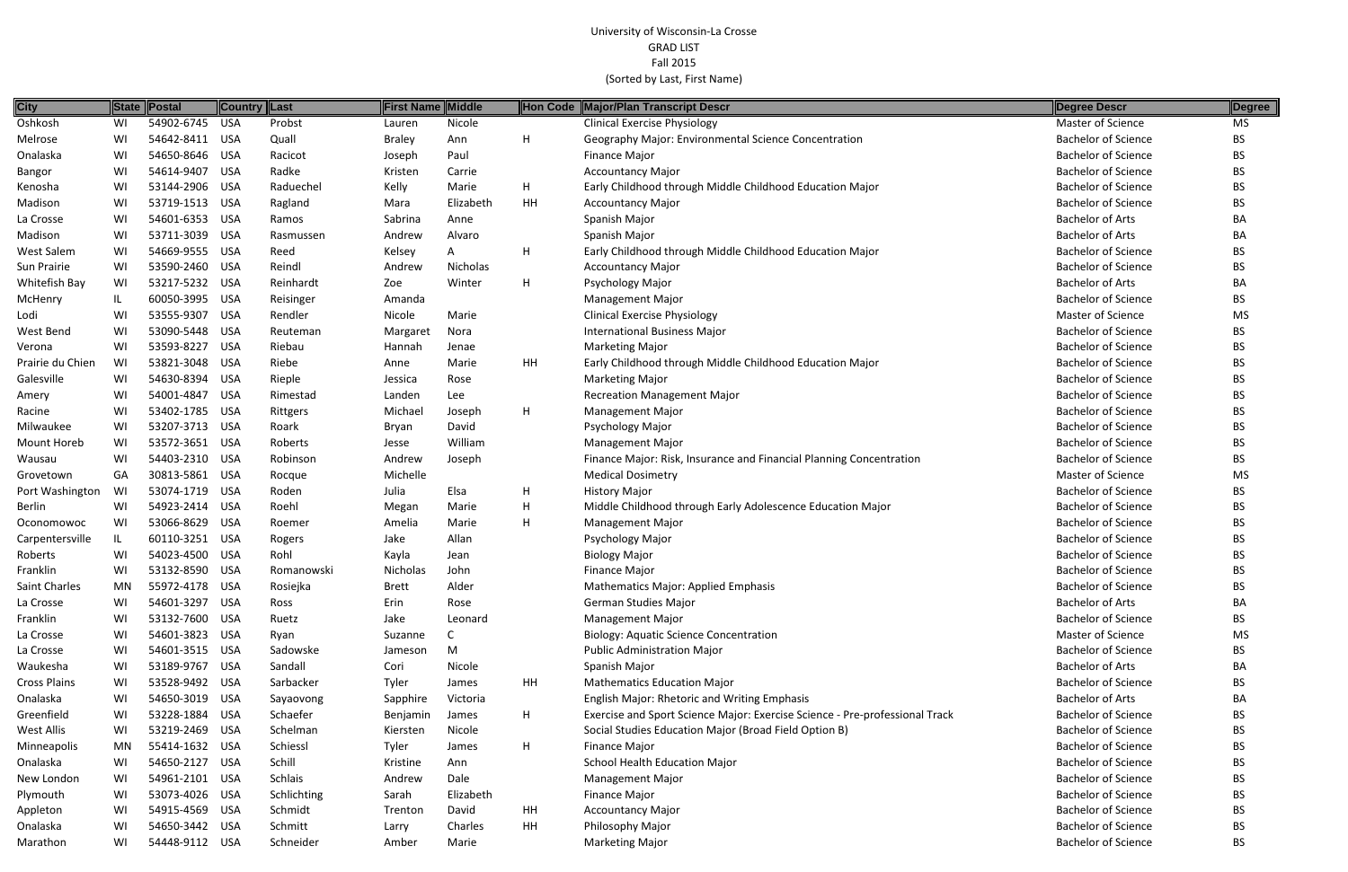University of Wisconsin-La Crosse
GRAD LIST
Fall 2015
(Sorted by Last, First Name)

| City | State | Postal | Country | Last | First Name | Middle | Hon Code | Major/Plan Transcript Descr | Degree Descr | Degree |
|---|---|---|---|---|---|---|---|---|---|---|
| Oshkosh | WI | 54902-6745 | USA | Probst | Lauren | Nicole | | Clinical Exercise Physiology | Master of Science | MS |
| Melrose | WI | 54642-8411 | USA | Quall | Braley | Ann | H | Geography Major: Environmental Science Concentration | Bachelor of Science | BS |
| Onalaska | WI | 54650-8646 | USA | Racicot | Joseph | Paul | | Finance Major | Bachelor of Science | BS |
| Bangor | WI | 54614-9407 | USA | Radke | Kristen | Carrie | | Accountancy Major | Bachelor of Science | BS |
| Kenosha | WI | 53144-2906 | USA | Raduechel | Kelly | Marie | H | Early Childhood through Middle Childhood Education Major | Bachelor of Science | BS |
| Madison | WI | 53719-1513 | USA | Ragland | Mara | Elizabeth | HH | Accountancy Major | Bachelor of Science | BS |
| La Crosse | WI | 54601-6353 | USA | Ramos | Sabrina | Anne | | Spanish Major | Bachelor of Arts | BA |
| Madison | WI | 53711-3039 | USA | Rasmussen | Andrew | Alvaro | | Spanish Major | Bachelor of Arts | BA |
| West Salem | WI | 54669-9555 | USA | Reed | Kelsey | A | H | Early Childhood through Middle Childhood Education Major | Bachelor of Science | BS |
| Sun Prairie | WI | 53590-2460 | USA | Reindl | Andrew | Nicholas | | Accountancy Major | Bachelor of Science | BS |
| Whitefish Bay | WI | 53217-5232 | USA | Reinhardt | Zoe | Winter | H | Psychology Major | Bachelor of Arts | BA |
| McHenry | IL | 60050-3995 | USA | Reisinger | Amanda | | | Management Major | Bachelor of Science | BS |
| Lodi | WI | 53555-9307 | USA | Rendler | Nicole | Marie | | Clinical Exercise Physiology | Master of Science | MS |
| West Bend | WI | 53090-5448 | USA | Reuteman | Margaret | Nora | | International Business Major | Bachelor of Science | BS |
| Verona | WI | 53593-8227 | USA | Riebau | Hannah | Jenae | | Marketing Major | Bachelor of Science | BS |
| Prairie du Chien | WI | 53821-3048 | USA | Riebe | Anne | Marie | HH | Early Childhood through Middle Childhood Education Major | Bachelor of Science | BS |
| Galesville | WI | 54630-8394 | USA | Rieple | Jessica | Rose | | Marketing Major | Bachelor of Science | BS |
| Amery | WI | 54001-4847 | USA | Rimestad | Landen | Lee | | Recreation Management Major | Bachelor of Science | BS |
| Racine | WI | 53402-1785 | USA | Rittgers | Michael | Joseph | H | Management Major | Bachelor of Science | BS |
| Milwaukee | WI | 53207-3713 | USA | Roark | Bryan | David | | Psychology Major | Bachelor of Science | BS |
| Mount Horeb | WI | 53572-3651 | USA | Roberts | Jesse | William | | Management Major | Bachelor of Science | BS |
| Wausau | WI | 54403-2310 | USA | Robinson | Andrew | Joseph | | Finance Major: Risk, Insurance and Financial Planning Concentration | Bachelor of Science | BS |
| Grovetown | GA | 30813-5861 | USA | Rocque | Michelle | | | Medical Dosimetry | Master of Science | MS |
| Port Washington | WI | 53074-1719 | USA | Roden | Julia | Elsa | H | History Major | Bachelor of Science | BS |
| Berlin | WI | 54923-2414 | USA | Roehl | Megan | Marie | H | Middle Childhood through Early Adolescence Education Major | Bachelor of Science | BS |
| Oconomowoc | WI | 53066-8629 | USA | Roemer | Amelia | Marie | H | Management Major | Bachelor of Science | BS |
| Carpentersville | IL | 60110-3251 | USA | Rogers | Jake | Allan | | Psychology Major | Bachelor of Science | BS |
| Roberts | WI | 54023-4500 | USA | Rohl | Kayla | Jean | | Biology Major | Bachelor of Science | BS |
| Franklin | WI | 53132-8590 | USA | Romanowski | Nicholas | John | | Finance Major | Bachelor of Science | BS |
| Saint Charles | MN | 55972-4178 | USA | Rosiejka | Brett | Alder | | Mathematics Major: Applied Emphasis | Bachelor of Science | BS |
| La Crosse | WI | 54601-3297 | USA | Ross | Erin | Rose | | German Studies Major | Bachelor of Arts | BA |
| Franklin | WI | 53132-7600 | USA | Ruetz | Jake | Leonard | | Management Major | Bachelor of Science | BS |
| La Crosse | WI | 54601-3823 | USA | Ryan | Suzanne | C | | Biology: Aquatic Science Concentration | Master of Science | MS |
| La Crosse | WI | 54601-3515 | USA | Sadowske | Jameson | M | | Public Administration Major | Bachelor of Science | BS |
| Waukesha | WI | 53189-9767 | USA | Sandall | Cori | Nicole | | Spanish Major | Bachelor of Arts | BA |
| Cross Plains | WI | 53528-9492 | USA | Sarbacker | Tyler | James | HH | Mathematics Education Major | Bachelor of Science | BS |
| Onalaska | WI | 54650-3019 | USA | Sayaovong | Sapphire | Victoria | | English Major: Rhetoric and Writing Emphasis | Bachelor of Arts | BA |
| Greenfield | WI | 53228-1884 | USA | Schaefer | Benjamin | James | H | Exercise and Sport Science Major: Exercise Science - Pre-professional Track | Bachelor of Science | BS |
| West Allis | WI | 53219-2469 | USA | Schelman | Kiersten | Nicole | | Social Studies Education Major (Broad Field Option B) | Bachelor of Science | BS |
| Minneapolis | MN | 55414-1632 | USA | Schiessl | Tyler | James | H | Finance Major | Bachelor of Science | BS |
| Onalaska | WI | 54650-2127 | USA | Schill | Kristine | Ann | | School Health Education Major | Bachelor of Science | BS |
| New London | WI | 54961-2101 | USA | Schlais | Andrew | Dale | | Management Major | Bachelor of Science | BS |
| Plymouth | WI | 53073-4026 | USA | Schlichting | Sarah | Elizabeth | | Finance Major | Bachelor of Science | BS |
| Appleton | WI | 54915-4569 | USA | Schmidt | Trenton | David | HH | Accountancy Major | Bachelor of Science | BS |
| Onalaska | WI | 54650-3442 | USA | Schmitt | Larry | Charles | HH | Philosophy Major | Bachelor of Science | BS |
| Marathon | WI | 54448-9112 | USA | Schneider | Amber | Marie | | Marketing Major | Bachelor of Science | BS |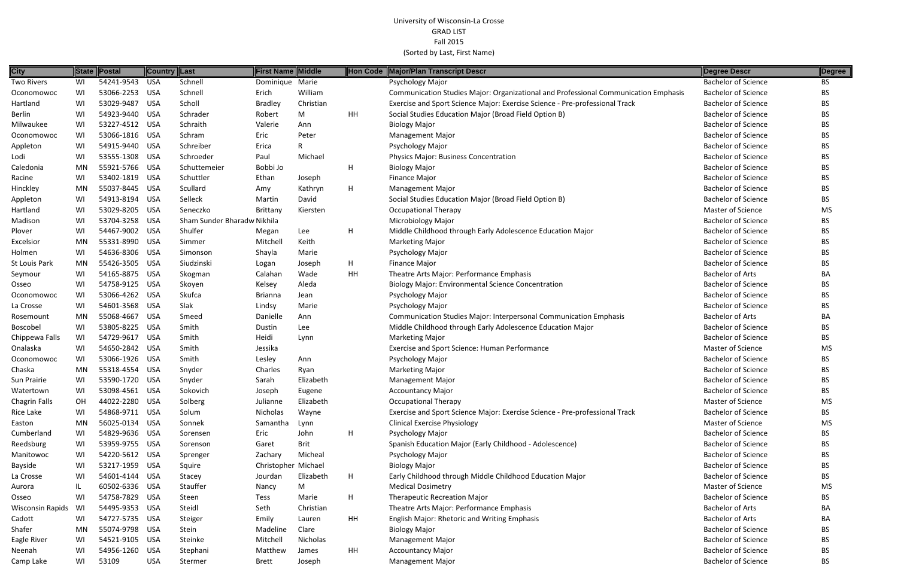University of Wisconsin-La Crosse
GRAD LIST
Fall 2015
(Sorted by Last, First Name)

| City | State | Postal | Country | Last | First Name | Middle | Hon Code | Major/Plan Transcript Descr | Degree Descr | Degree |
|---|---|---|---|---|---|---|---|---|---|---|
| Two Rivers | WI | 54241-9543 | USA | Schnell | Dominique | Marie | | Psychology Major | Bachelor of Science | BS |
| Oconomowoc | WI | 53066-2253 | USA | Schnell | Erich | William | | Communication Studies Major: Organizational and Professional Communication Emphasis | Bachelor of Science | BS |
| Hartland | WI | 53029-9487 | USA | Scholl | Bradley | Christian | | Exercise and Sport Science Major: Exercise Science - Pre-professional Track | Bachelor of Science | BS |
| Berlin | WI | 54923-9440 | USA | Schrader | Robert | M | HH | Social Studies Education Major (Broad Field Option B) | Bachelor of Science | BS |
| Milwaukee | WI | 53227-4512 | USA | Schraith | Valerie | Ann | | Biology Major | Bachelor of Science | BS |
| Oconomowoc | WI | 53066-1816 | USA | Schram | Eric | Peter | | Management Major | Bachelor of Science | BS |
| Appleton | WI | 54915-9440 | USA | Schreiber | Erica | R | | Psychology Major | Bachelor of Science | BS |
| Lodi | WI | 53555-1308 | USA | Schroeder | Paul | Michael | | Physics Major: Business Concentration | Bachelor of Science | BS |
| Caledonia | MN | 55921-5766 | USA | Schuttemeier | Bobbi Jo | | H | Biology Major | Bachelor of Science | BS |
| Racine | WI | 53402-1819 | USA | Schuttler | Ethan | Joseph | | Finance Major | Bachelor of Science | BS |
| Hinckley | MN | 55037-8445 | USA | Scullard | Amy | Kathryn | H | Management Major | Bachelor of Science | BS |
| Appleton | WI | 54913-8194 | USA | Selleck | Martin | David | | Social Studies Education Major (Broad Field Option B) | Bachelor of Science | BS |
| Hartland | WI | 53029-8205 | USA | Seneczko | Brittany | Kiersten | | Occupational Therapy | Master of Science | MS |
| Madison | WI | 53704-3258 | USA | Sham Sunder Bharadw | Nikhila | | | Microbiology Major | Bachelor of Science | BS |
| Plover | WI | 54467-9002 | USA | Shulfer | Megan | Lee | H | Middle Childhood through Early Adolescence Education Major | Bachelor of Science | BS |
| Excelsior | MN | 55331-8990 | USA | Simmer | Mitchell | Keith | | Marketing Major | Bachelor of Science | BS |
| Holmen | WI | 54636-8306 | USA | Simonson | Shayla | Marie | | Psychology Major | Bachelor of Science | BS |
| St Louis Park | MN | 55426-3505 | USA | Siudzinski | Logan | Joseph | H | Finance Major | Bachelor of Science | BS |
| Seymour | WI | 54165-8875 | USA | Skogman | Calahan | Wade | HH | Theatre Arts Major: Performance Emphasis | Bachelor of Arts | BA |
| Osseo | WI | 54758-9125 | USA | Skoyen | Kelsey | Aleda | | Biology Major: Environmental Science Concentration | Bachelor of Science | BS |
| Oconomowoc | WI | 53066-4262 | USA | Skufca | Brianna | Jean | | Psychology Major | Bachelor of Science | BS |
| La Crosse | WI | 54601-3568 | USA | Slak | Lindsy | Marie | | Psychology Major | Bachelor of Science | BS |
| Rosemount | MN | 55068-4667 | USA | Smeed | Danielle | Ann | | Communication Studies Major: Interpersonal Communication Emphasis | Bachelor of Arts | BA |
| Boscobel | WI | 53805-8225 | USA | Smith | Dustin | Lee | | Middle Childhood through Early Adolescence Education Major | Bachelor of Science | BS |
| Chippewa Falls | WI | 54729-9617 | USA | Smith | Heidi | Lynn | | Marketing Major | Bachelor of Science | BS |
| Onalaska | WI | 54650-2842 | USA | Smith | Jessika | | | Exercise and Sport Science: Human Performance | Master of Science | MS |
| Oconomowoc | WI | 53066-1926 | USA | Smith | Lesley | Ann | | Psychology Major | Bachelor of Science | BS |
| Chaska | MN | 55318-4554 | USA | Snyder | Charles | Ryan | | Marketing Major | Bachelor of Science | BS |
| Sun Prairie | WI | 53590-1720 | USA | Snyder | Sarah | Elizabeth | | Management Major | Bachelor of Science | BS |
| Watertown | WI | 53098-4561 | USA | Sokovich | Joseph | Eugene | | Accountancy Major | Bachelor of Science | BS |
| Chagrin Falls | OH | 44022-2280 | USA | Solberg | Julianne | Elizabeth | | Occupational Therapy | Master of Science | MS |
| Rice Lake | WI | 54868-9711 | USA | Solum | Nicholas | Wayne | | Exercise and Sport Science Major: Exercise Science - Pre-professional Track | Bachelor of Science | BS |
| Easton | MN | 56025-0134 | USA | Sonnek | Samantha | Lynn | | Clinical Exercise Physiology | Master of Science | MS |
| Cumberland | WI | 54829-9636 | USA | Sorensen | Eric | John | H | Psychology Major | Bachelor of Science | BS |
| Reedsburg | WI | 53959-9755 | USA | Sorenson | Garet | Brit | | Spanish Education Major (Early Childhood - Adolescence) | Bachelor of Science | BS |
| Manitowoc | WI | 54220-5612 | USA | Sprenger | Zachary | Micheal | | Psychology Major | Bachelor of Science | BS |
| Bayside | WI | 53217-1959 | USA | Squire | Christopher | Michael | | Biology Major | Bachelor of Science | BS |
| La Crosse | WI | 54601-4144 | USA | Stacey | Jourdan | Elizabeth | H | Early Childhood through Middle Childhood Education Major | Bachelor of Science | BS |
| Aurora | IL | 60502-6336 | USA | Stauffer | Nancy | M | | Medical Dosimetry | Master of Science | MS |
| Osseo | WI | 54758-7829 | USA | Steen | Tess | Marie | H | Therapeutic Recreation Major | Bachelor of Science | BS |
| Wisconsin Rapids | WI | 54495-9353 | USA | Steidl | Seth | Christian | | Theatre Arts Major: Performance Emphasis | Bachelor of Arts | BA |
| Cadott | WI | 54727-5735 | USA | Steiger | Emily | Lauren | HH | English Major: Rhetoric and Writing Emphasis | Bachelor of Arts | BA |
| Shafer | MN | 55074-9798 | USA | Stein | Madeline | Clare | | Biology Major | Bachelor of Science | BS |
| Eagle River | WI | 54521-9105 | USA | Steinke | Mitchell | Nicholas | | Management Major | Bachelor of Science | BS |
| Neenah | WI | 54956-1260 | USA | Stephani | Matthew | James | HH | Accountancy Major | Bachelor of Science | BS |
| Camp Lake | WI | 53109 | USA | Stermer | Brett | Joseph | | Management Major | Bachelor of Science | BS |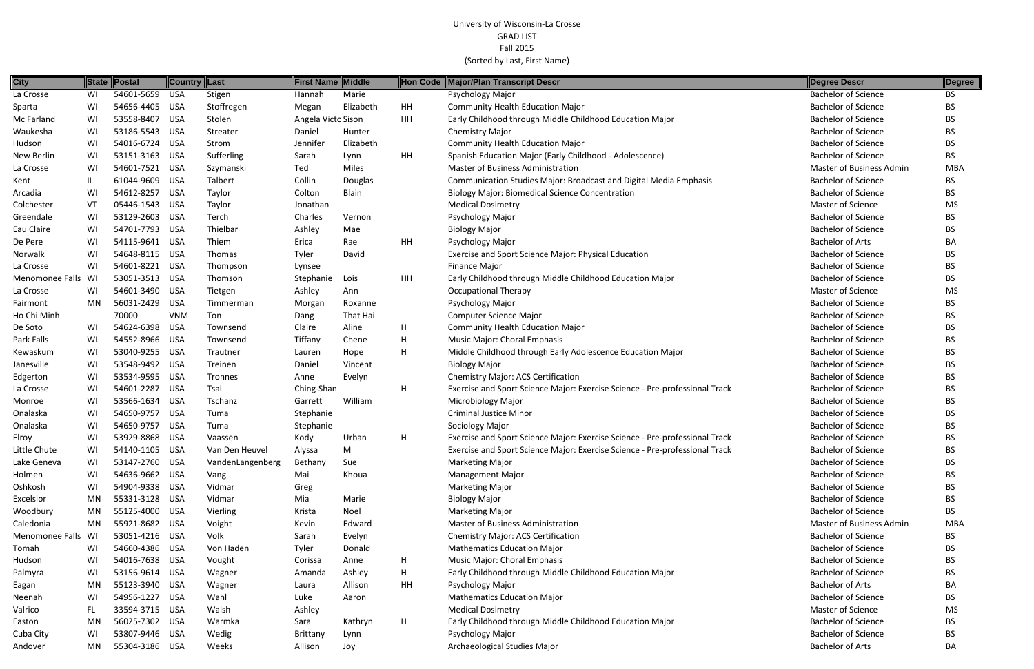University of Wisconsin-La Crosse
GRAD LIST
Fall 2015
(Sorted by Last, First Name)

| City | State | Postal | Country | Last | First Name | Middle | Hon Code | Major/Plan Transcript Descr | Degree Descr | Degree |
|---|---|---|---|---|---|---|---|---|---|---|
| La Crosse | WI | 54601-5659 | USA | Stigen | Hannah | Marie | | Psychology Major | Bachelor of Science | BS |
| Sparta | WI | 54656-4405 | USA | Stoffregen | Megan | Elizabeth | HH | Community Health Education Major | Bachelor of Science | BS |
| Mc Farland | WI | 53558-8407 | USA | Stolen | Angela Victo | Sison | HH | Early Childhood through Middle Childhood Education Major | Bachelor of Science | BS |
| Waukesha | WI | 53186-5543 | USA | Streater | Daniel | Hunter | | Chemistry Major | Bachelor of Science | BS |
| Hudson | WI | 54016-6724 | USA | Strom | Jennifer | Elizabeth | | Community Health Education Major | Bachelor of Science | BS |
| New Berlin | WI | 53151-3163 | USA | Sufferling | Sarah | Lynn | HH | Spanish Education Major (Early Childhood - Adolescence) | Bachelor of Science | BS |
| La Crosse | WI | 54601-7521 | USA | Szymanski | Ted | Miles | | Master of Business Administration | Master of Business Admin | MBA |
| Kent | IL | 61044-9609 | USA | Talbert | Collin | Douglas | | Communication Studies Major: Broadcast and Digital Media Emphasis | Bachelor of Science | BS |
| Arcadia | WI | 54612-8257 | USA | Taylor | Colton | Blain | | Biology Major: Biomedical Science Concentration | Bachelor of Science | BS |
| Colchester | VT | 05446-1543 | USA | Taylor | Jonathan | | | Medical Dosimetry | Master of Science | MS |
| Greendale | WI | 53129-2603 | USA | Terch | Charles | Vernon | | Psychology Major | Bachelor of Science | BS |
| Eau Claire | WI | 54701-7793 | USA | Thielbar | Ashley | Mae | | Biology Major | Bachelor of Science | BS |
| De Pere | WI | 54115-9641 | USA | Thiem | Erica | Rae | HH | Psychology Major | Bachelor of Arts | BA |
| Norwalk | WI | 54648-8115 | USA | Thomas | Tyler | David | | Exercise and Sport Science Major: Physical Education | Bachelor of Science | BS |
| La Crosse | WI | 54601-8221 | USA | Thompson | Lynsee | | | Finance Major | Bachelor of Science | BS |
| Menomonee Falls | WI | 53051-3513 | USA | Thomson | Stephanie | Lois | HH | Early Childhood through Middle Childhood Education Major | Bachelor of Science | BS |
| La Crosse | WI | 54601-3490 | USA | Tietgen | Ashley | Ann | | Occupational Therapy | Master of Science | MS |
| Fairmont | MN | 56031-2429 | USA | Timmerman | Morgan | Roxanne | | Psychology Major | Bachelor of Science | BS |
| Ho Chi Minh | | 70000 | VNM | Ton | Dang | That Hai | | Computer Science Major | Bachelor of Science | BS |
| De Soto | WI | 54624-6398 | USA | Townsend | Claire | Aline | H | Community Health Education Major | Bachelor of Science | BS |
| Park Falls | WI | 54552-8966 | USA | Townsend | Tiffany | Chene | H | Music Major: Choral Emphasis | Bachelor of Science | BS |
| Kewaskum | WI | 53040-9255 | USA | Trautner | Lauren | Hope | H | Middle Childhood through Early Adolescence Education Major | Bachelor of Science | BS |
| Janesville | WI | 53548-9492 | USA | Treinen | Daniel | Vincent | | Biology Major | Bachelor of Science | BS |
| Edgerton | WI | 53534-9595 | USA | Tronnes | Anne | Evelyn | | Chemistry Major: ACS Certification | Bachelor of Science | BS |
| La Crosse | WI | 54601-2287 | USA | Tsai | Ching-Shan | | H | Exercise and Sport Science Major: Exercise Science - Pre-professional Track | Bachelor of Science | BS |
| Monroe | WI | 53566-1634 | USA | Tschanz | Garrett | William | | Microbiology Major | Bachelor of Science | BS |
| Onalaska | WI | 54650-9757 | USA | Tuma | Stephanie | | | Criminal Justice Minor | Bachelor of Science | BS |
| Onalaska | WI | 54650-9757 | USA | Tuma | Stephanie | | | Sociology Major | Bachelor of Science | BS |
| Elroy | WI | 53929-8868 | USA | Vaassen | Kody | Urban | H | Exercise and Sport Science Major: Exercise Science - Pre-professional Track | Bachelor of Science | BS |
| Little Chute | WI | 54140-1105 | USA | Van Den Heuvel | Alyssa | M | | Exercise and Sport Science Major: Exercise Science - Pre-professional Track | Bachelor of Science | BS |
| Lake Geneva | WI | 53147-2760 | USA | VandenLangenberg | Bethany | Sue | | Marketing Major | Bachelor of Science | BS |
| Holmen | WI | 54636-9662 | USA | Vang | Mai | Khoua | | Management Major | Bachelor of Science | BS |
| Oshkosh | WI | 54904-9338 | USA | Vidmar | Greg | | | Marketing Major | Bachelor of Science | BS |
| Excelsior | MN | 55331-3128 | USA | Vidmar | Mia | Marie | | Biology Major | Bachelor of Science | BS |
| Woodbury | MN | 55125-4000 | USA | Vierling | Krista | Noel | | Marketing Major | Bachelor of Science | BS |
| Caledonia | MN | 55921-8682 | USA | Voight | Kevin | Edward | | Master of Business Administration | Master of Business Admin | MBA |
| Menomonee Falls | WI | 53051-4216 | USA | Volk | Sarah | Evelyn | | Chemistry Major: ACS Certification | Bachelor of Science | BS |
| Tomah | WI | 54660-4386 | USA | Von Haden | Tyler | Donald | | Mathematics Education Major | Bachelor of Science | BS |
| Hudson | WI | 54016-7638 | USA | Vought | Corissa | Anne | H | Music Major: Choral Emphasis | Bachelor of Science | BS |
| Palmyra | WI | 53156-9614 | USA | Wagner | Amanda | Ashley | H | Early Childhood through Middle Childhood Education Major | Bachelor of Science | BS |
| Eagan | MN | 55123-3940 | USA | Wagner | Laura | Allison | HH | Psychology Major | Bachelor of Arts | BA |
| Neenah | WI | 54956-1227 | USA | Wahl | Luke | Aaron | | Mathematics Education Major | Bachelor of Science | BS |
| Valrico | FL | 33594-3715 | USA | Walsh | Ashley | | | Medical Dosimetry | Master of Science | MS |
| Easton | MN | 56025-7302 | USA | Warmka | Sara | Kathryn | H | Early Childhood through Middle Childhood Education Major | Bachelor of Science | BS |
| Cuba City | WI | 53807-9446 | USA | Wedig | Brittany | Lynn | | Psychology Major | Bachelor of Science | BS |
| Andover | MN | 55304-3186 | USA | Weeks | Allison | Joy | | Archaeological Studies Major | Bachelor of Arts | BA |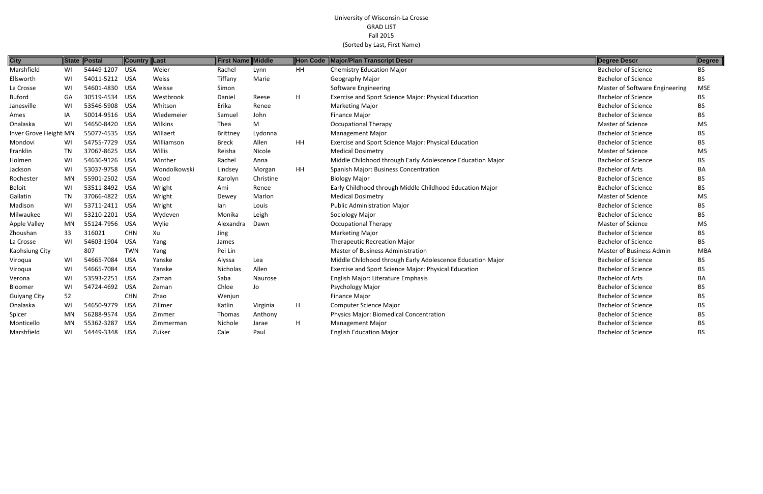University of Wisconsin-La Crosse
GRAD LIST
Fall 2015
(Sorted by Last, First Name)

| City | State | Postal | Country | Last | First Name | Middle | Hon Code | Major/Plan Transcript Descr | Degree Descr | Degree |
|---|---|---|---|---|---|---|---|---|---|---|
| Marshfield | WI | 54449-1207 | USA | Weier | Rachel | Lynn | HH | Chemistry Education Major | Bachelor of Science | BS |
| Ellsworth | WI | 54011-5212 | USA | Weiss | Tiffany | Marie | | Geography Major | Bachelor of Science | BS |
| La Crosse | WI | 54601-4830 | USA | Weisse | Simon | | | Software Engineering | Master of Software Engineering | MSE |
| Buford | GA | 30519-4534 | USA | Westbrook | Daniel | Reese | H | Exercise and Sport Science Major: Physical Education | Bachelor of Science | BS |
| Janesville | WI | 53546-5908 | USA | Whitson | Erika | Renee | | Marketing Major | Bachelor of Science | BS |
| Ames | IA | 50014-9516 | USA | Wiedemeier | Samuel | John | | Finance Major | Bachelor of Science | BS |
| Onalaska | WI | 54650-8420 | USA | Wilkins | Thea | M | | Occupational Therapy | Master of Science | MS |
| Inver Grove Height | MN | 55077-4535 | USA | Willaert | Brittney | Lydonna | | Management Major | Bachelor of Science | BS |
| Mondovi | WI | 54755-7729 | USA | Williamson | Breck | Allen | HH | Exercise and Sport Science Major: Physical Education | Bachelor of Science | BS |
| Franklin | TN | 37067-8625 | USA | Willis | Reisha | Nicole | | Medical Dosimetry | Master of Science | MS |
| Holmen | WI | 54636-9126 | USA | Winther | Rachel | Anna | | Middle Childhood through Early Adolescence Education Major | Bachelor of Science | BS |
| Jackson | WI | 53037-9758 | USA | Wondolkowski | Lindsey | Morgan | HH | Spanish Major: Business Concentration | Bachelor of Arts | BA |
| Rochester | MN | 55901-2502 | USA | Wood | Karolyn | Christine | | Biology Major | Bachelor of Science | BS |
| Beloit | WI | 53511-8492 | USA | Wright | Ami | Renee | | Early Childhood through Middle Childhood Education Major | Bachelor of Science | BS |
| Gallatin | TN | 37066-4822 | USA | Wright | Dewey | Marlon | | Medical Dosimetry | Master of Science | MS |
| Madison | WI | 53711-2411 | USA | Wright | Ian | Louis | | Public Administration Major | Bachelor of Science | BS |
| Milwaukee | WI | 53210-2201 | USA | Wydeven | Monika | Leigh | | Sociology Major | Bachelor of Science | BS |
| Apple Valley | MN | 55124-7956 | USA | Wylie | Alexandra | Dawn | | Occupational Therapy | Master of Science | MS |
| Zhoushan | 33 | 316021 | CHN | Xu | Jing | | | Marketing Major | Bachelor of Science | BS |
| La Crosse | WI | 54603-1904 | USA | Yang | James | | | Therapeutic Recreation Major | Bachelor of Science | BS |
| Kaohsiung City | | 807 | TWN | Yang | Pei Lin | | | Master of Business Administration | Master of Business Admin | MBA |
| Viroqua | WI | 54665-7084 | USA | Yanske | Alyssa | Lea | | Middle Childhood through Early Adolescence Education Major | Bachelor of Science | BS |
| Viroqua | WI | 54665-7084 | USA | Yanske | Nicholas | Allen | | Exercise and Sport Science Major: Physical Education | Bachelor of Science | BS |
| Verona | WI | 53593-2251 | USA | Zaman | Saba | Naurose | | English Major: Literature Emphasis | Bachelor of Arts | BA |
| Bloomer | WI | 54724-4692 | USA | Zeman | Chloe | Jo | | Psychology Major | Bachelor of Science | BS |
| Guiyang City | 52 | | CHN | Zhao | Wenjun | | | Finance Major | Bachelor of Science | BS |
| Onalaska | WI | 54650-9779 | USA | Zillmer | Katlin | Virginia | H | Computer Science Major | Bachelor of Science | BS |
| Spicer | MN | 56288-9574 | USA | Zimmer | Thomas | Anthony | | Physics Major: Biomedical Concentration | Bachelor of Science | BS |
| Monticello | MN | 55362-3287 | USA | Zimmerman | Nichole | Jarae | H | Management Major | Bachelor of Science | BS |
| Marshfield | WI | 54449-3348 | USA | Zuiker | Cale | Paul | | English Education Major | Bachelor of Science | BS |